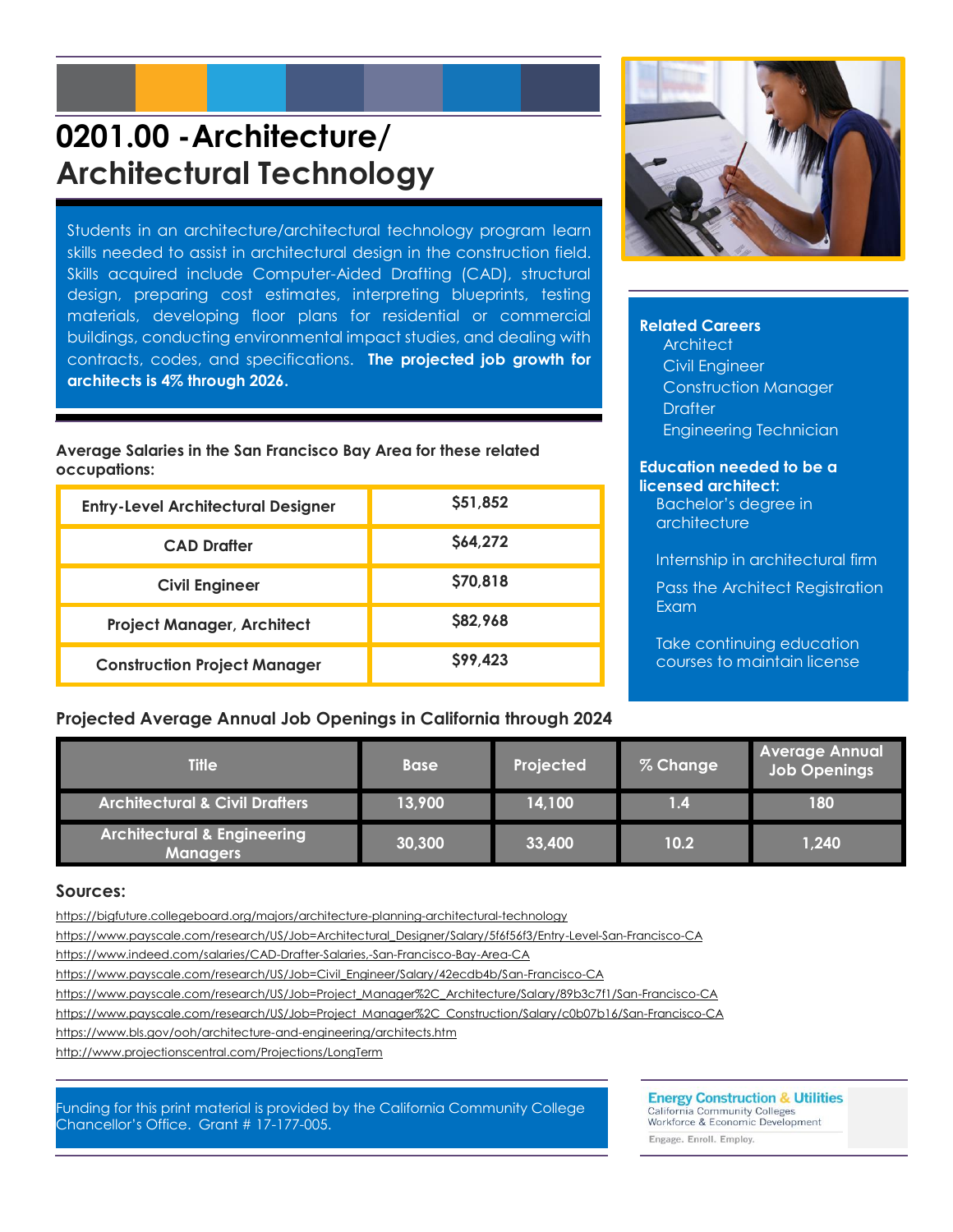# 0201.00 -Architecture/ Architectural Technology

Students in an architecture/architectural technology program learn skills needed to assist in architectural design in the construction field. Skills acquired include Computer-Aided Drafting (CAD), structural design, preparing cost estimates, interpreting blueprints, testing materials, developing floor plans for residential or commercial buildings, conducting environmental impact studies, and dealing with contracts, codes, and specifications. **The projected job growth for architects is 4% through 2026.**

**Related Careers**

- Architect
- Civil Engineer
- Construction Manager
- Drafter
- Engineering Technician

**Education needed to be a licensed architect:**

- Bachelor's degree in architecture
- Internship in architectural firm
- Pass the Architect Registration Exam
- Take continuing education courses to maintain license

**Average Salaries in the San Francisco Bay Area for these related occupations:**

| Occupation | Salary |
|---|---|
| Entry-Level Architectural Designer | $51,852 |
| CAD Drafter | $64,272 |
| Civil Engineer | $70,818 |
| Project Manager, Architect | $82,968 |
| Construction Project Manager | $99,423 |

## Projected Average Annual Job Openings in California through 2024

| Title | Base | Projected | % Change | Average Annual Job Openings |
|---|---|---|---|---|
| Architectural & Civil Drafters | 13,900 | 14,100 | 1.4 | 180 |
| Architectural & Engineering Managers | 30,300 | 33,400 | 10.2 | 1,240 |

## Sources:

https://bigfuture.collegeboard.org/majors/architecture-planning-architectural-technology
https://www.payscale.com/research/US/Job=Architectural_Designer/Salary/5f6f56f3/Entry-Level-San-Francisco-CA
https://www.indeed.com/salaries/CAD-Drafter-Salaries,-San-Francisco-Bay-Area-CA
https://www.payscale.com/research/US/Job=Civil_Engineer/Salary/42ecdb4b/San-Francisco-CA
https://www.payscale.com/research/US/Job=Project_Manager%2C_Architecture/Salary/89b3c7f1/San-Francisco-CA
https://www.payscale.com/research/US/Job=Project_Manager%2C_Construction/Salary/c0b07b16/San-Francisco-CA
https://www.bls.gov/ooh/architecture-and-engineering/architects.htm
http://www.projectionscentral.com/Projections/LongTerm

Funding for this print material is provided by the California Community College Chancellor's Office. Grant # 17-177-005.

Energy Construction & Utilities
California Community Colleges
Workforce & Economic Development
Engage. Enroll. Employ.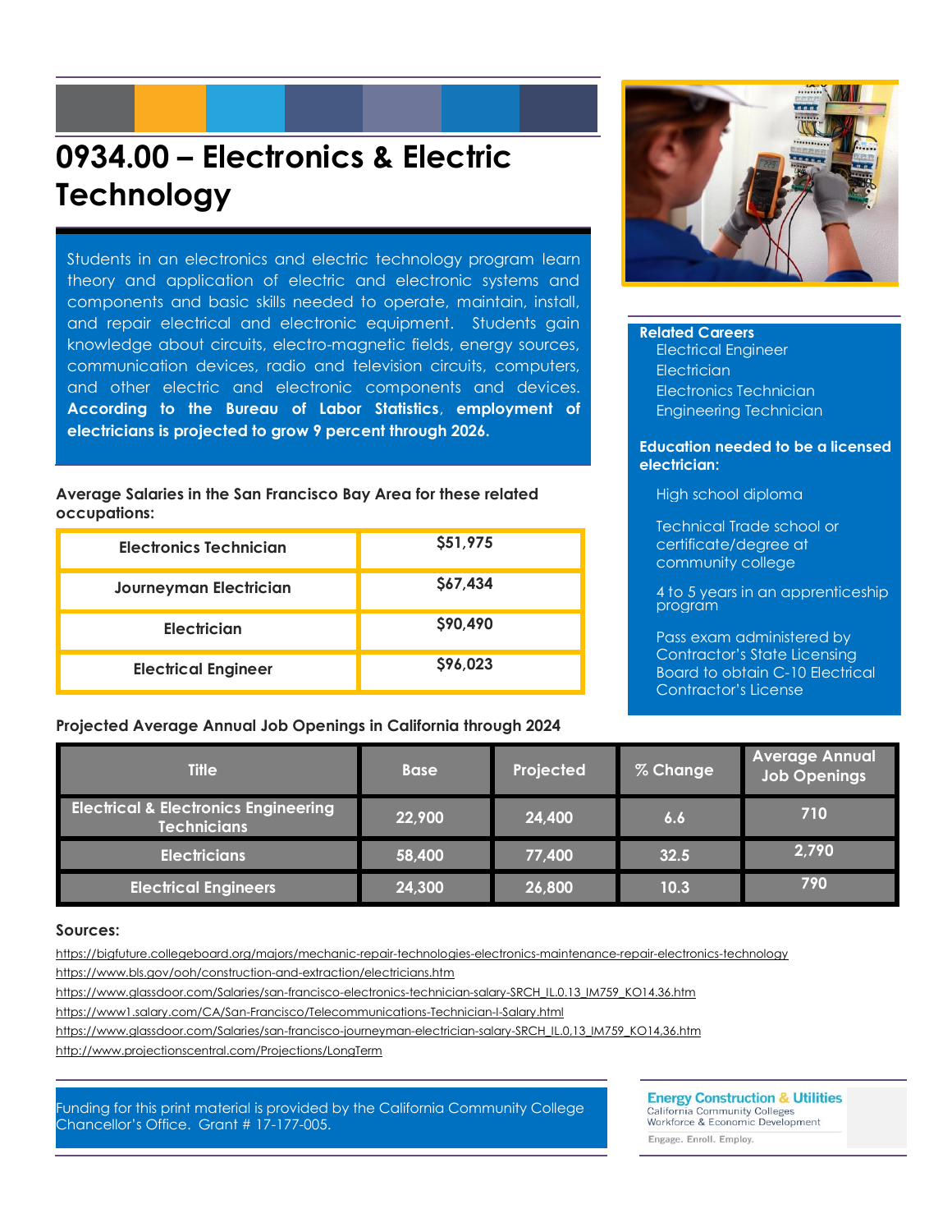# 0934.00 – Electronics & Electric Technology

Students in an electronics and electric technology program learn theory and application of electric and electronic systems and components and basic skills needed to operate, maintain, install, and repair electrical and electronic equipment. Students gain knowledge about circuits, electro-magnetic fields, energy sources, communication devices, radio and television circuits, computers, and other electric and electronic components and devices. **According to the Bureau of Labor Statistics, employment of electricians is projected to grow 9 percent through 2026.**

**Related Careers**

- Electrical Engineer
- Electrician
- Electronics Technician
- Engineering Technician

**Education needed to be a licensed electrician:**

- High school diploma
- Technical Trade school or certificate/degree at community college
- 4 to 5 years in an apprenticeship program
- Pass exam administered by Contractor's State Licensing Board to obtain C-10 Electrical Contractor's License

**Average Salaries in the San Francisco Bay Area for these related occupations:**

| Occupation | Salary |
|---|---|
| Electronics Technician | $51,975 |
| Journeyman Electrician | $67,434 |
| Electrician | $90,490 |
| Electrical Engineer | $96,023 |

**Projected Average Annual Job Openings in California through 2024**

| Title | Base | Projected | % Change | Average Annual Job Openings |
|---|---|---|---|---|
| Electrical & Electronics Engineering Technicians | 22,900 | 24,400 | 6.6 | 710 |
| Electricians | 58,400 | 77,400 | 32.5 | 2,790 |
| Electrical Engineers | 24,300 | 26,800 | 10.3 | 790 |

**Sources:**

https://bigfuture.collegeboard.org/majors/mechanic-repair-technologies-electronics-maintenance-repair-electronics-technology
https://www.bls.gov/ooh/construction-and-extraction/electricians.htm
https://www.glassdoor.com/Salaries/san-francisco-electronics-technician-salary-SRCH_IL.0.13_IM759_KO14.36.htm
https://www1.salary.com/CA/San-Francisco/Telecommunications-Technician-I-Salary.html
https://www.glassdoor.com/Salaries/san-francisco-journeyman-electrician-salary-SRCH_IL.0,13_IM759_KO14,36.htm
http://www.projectionscentral.com/Projections/LongTerm

Funding for this print material is provided by the California Community College Chancellor's Office. Grant # 17-177-005.

Energy Construction & Utilities
California Community Colleges
Workforce & Economic Development
Engage. Enroll. Employ.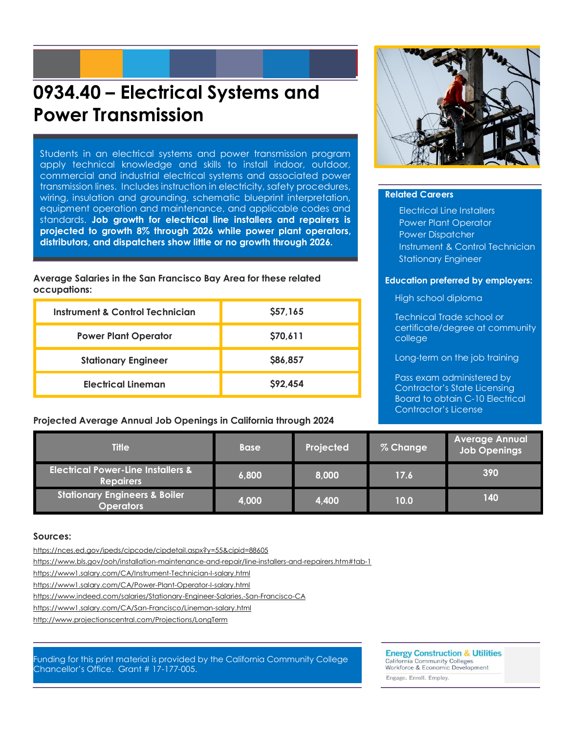# 0934.40 – Electrical Systems and Power Transmission

Students in an electrical systems and power transmission program apply technical knowledge and skills to install indoor, outdoor, commercial and industrial electrical systems and associated power transmission lines. Includes instruction in electricity, safety procedures, wiring, insulation and grounding, schematic blueprint interpretation, equipment operation and maintenance, and applicable codes and standards. **Job growth for electrical line installers and repairers is projected to growth 8% through 2026 while power plant operators, distributors, and dispatchers show little or no growth through 2026.**

**Related Careers**

- Electrical Line Installers
- Power Plant Operator
- Power Dispatcher
- Instrument & Control Technician
- Stationary Engineer

**Education preferred by employers:**

- High school diploma
- Technical Trade school or certificate/degree at community college
- Long-term on the job training
- Pass exam administered by Contractor's State Licensing Board to obtain C-10 Electrical Contractor's License

**Average Salaries in the San Francisco Bay Area for these related occupations:**

| Occupation | Salary |
|---|---|
| Instrument & Control Technician | $57,165 |
| Power Plant Operator | $70,611 |
| Stationary Engineer | $86,857 |
| Electrical Lineman | $92,454 |

**Projected Average Annual Job Openings in California through 2024**

| Title | Base | Projected | % Change | Average Annual Job Openings |
|---|---|---|---|---|
| Electrical Power-Line Installers & Repairers | 6,800 | 8,000 | 17.6 | 390 |
| Stationary Engineers & Boiler Operators | 4,000 | 4,400 | 10.0 | 140 |

**Sources:**

https://nces.ed.gov/ipeds/cipcode/cipdetail.aspx?y=55&cipid=88605
https://www.bls.gov/ooh/installation-maintenance-and-repair/line-installers-and-repairers.htm#tab-1
https://www1.salary.com/CA/Instrument-Technician-I-salary.html
https://www1.salary.com/CA/Power-Plant-Operator-I-salary.html
https://www.indeed.com/salaries/Stationary-Engineer-Salaries,-San-Francisco-CA
https://www1.salary.com/CA/San-Francisco/Lineman-salary.html
http://www.projectionscentral.com/Projections/LongTerm

Funding for this print material is provided by the California Community College Chancellor's Office. Grant # 17-177-005.

Energy Construction & Utilities
California Community Colleges
Workforce & Economic Development
Engage. Enroll. Employ.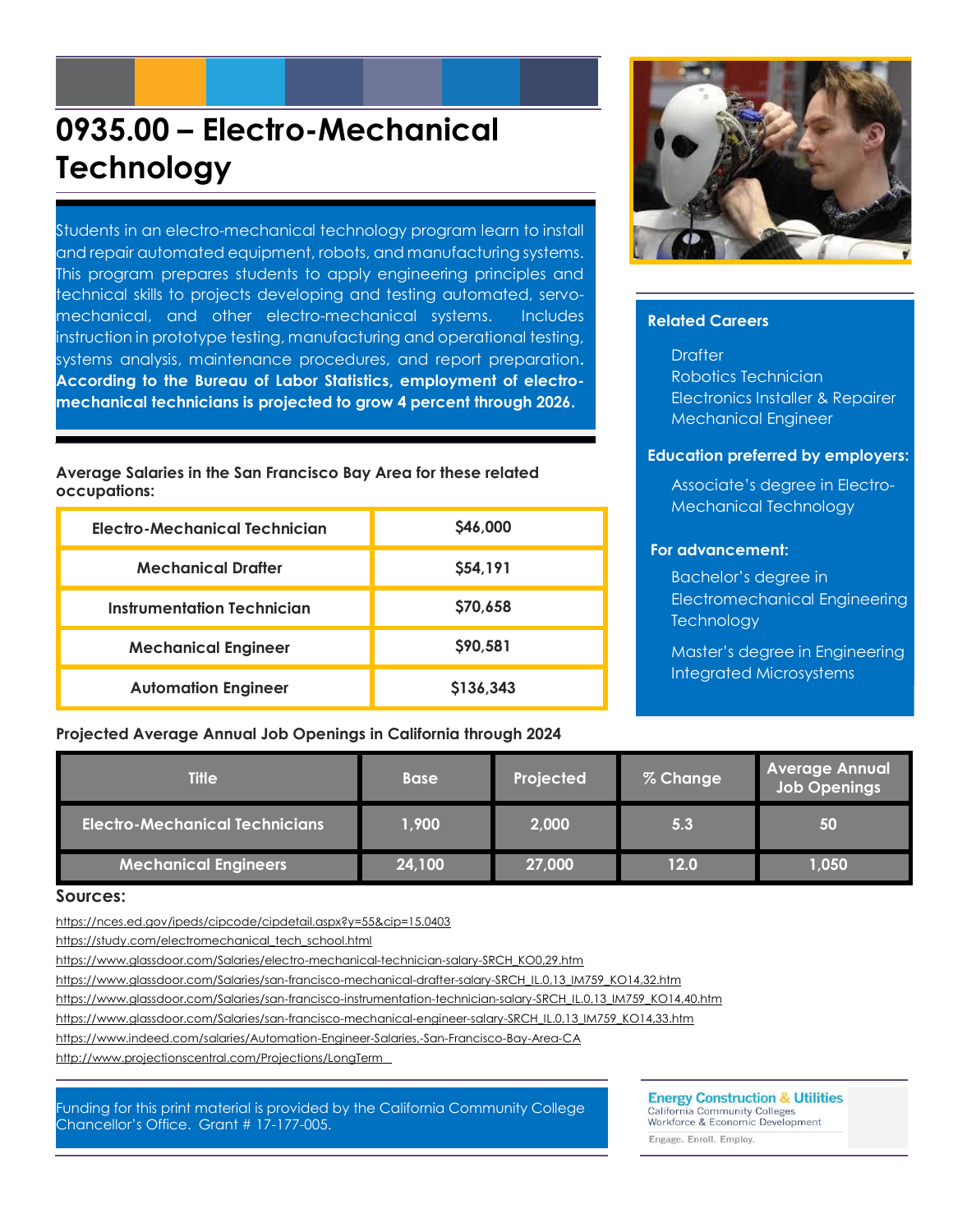# 0935.00 – Electro-Mechanical Technology

Students in an electro-mechanical technology program learn to install and repair automated equipment, robots, and manufacturing systems. This program prepares students to apply engineering principles and technical skills to projects developing and testing automated, servo-mechanical, and other electro-mechanical systems. Includes instruction in prototype testing, manufacturing and operational testing, systems analysis, maintenance procedures, and report preparation. **According to the Bureau of Labor Statistics, employment of electro-mechanical technicians is projected to grow 4 percent through 2026.**

**Average Salaries in the San Francisco Bay Area for these related occupations:**

| Occupation | Salary |
|---|---|
| Electro-Mechanical Technician | $46,000 |
| Mechanical Drafter | $54,191 |
| Instrumentation Technician | $70,658 |
| Mechanical Engineer | $90,581 |
| Automation Engineer | $136,343 |

**Projected Average Annual Job Openings in California through 2024**

| Title | Base | Projected | % Change | Average Annual Job Openings |
|---|---|---|---|---|
| Electro-Mechanical Technicians | 1,900 | 2,000 | 5.3 | 50 |
| Mechanical Engineers | 24,100 | 27,000 | 12.0 | 1,050 |

### Related Careers

- Drafter
- Robotics Technician
- Electronics Installer & Repairer
- Mechanical Engineer

### Education preferred by employers:

- Associate's degree in Electro-Mechanical Technology

### For advancement:

- Bachelor's degree in Electromechanical Engineering Technology
- Master's degree in Engineering Integrated Microsystems

## Sources:

https://nces.ed.gov/ipeds/cipcode/cipdetail.aspx?y=55&cip=15.0403
https://study.com/electromechanical_tech_school.html
https://www.glassdoor.com/Salaries/electro-mechanical-technician-salary-SRCH_KO0,29.htm
https://www.glassdoor.com/Salaries/san-francisco-mechanical-drafter-salary-SRCH_IL.0,13_IM759_KO14,32.htm
https://www.glassdoor.com/Salaries/san-francisco-instrumentation-technician-salary-SRCH_IL.0,13_IM759_KO14,40.htm
https://www.glassdoor.com/Salaries/san-francisco-mechanical-engineer-salary-SRCH_IL.0,13_IM759_KO14,33.htm
https://www.indeed.com/salaries/Automation-Engineer-Salaries,-San-Francisco-Bay-Area-CA
http://www.projectionscentral.com/Projections/LongTerm

Funding for this print material is provided by the California Community College Chancellor's Office. Grant # 17-177-005.

**Energy Construction & Utilities**
California Community Colleges
Workforce & Economic Development
Engage. Enroll. Employ.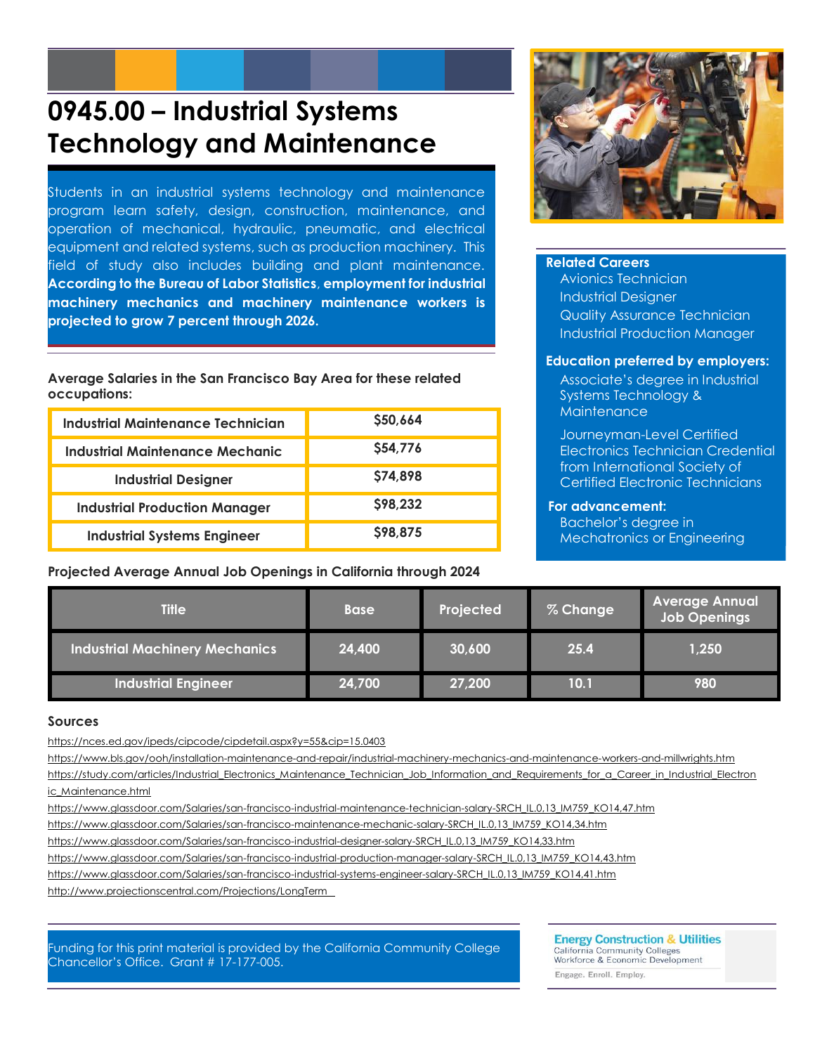# 0945.00 – Industrial Systems Technology and Maintenance

Students in an industrial systems technology and maintenance program learn safety, design, construction, maintenance, and operation of mechanical, hydraulic, pneumatic, and electrical equipment and related systems, such as production machinery. This field of study also includes building and plant maintenance. **According to the Bureau of Labor Statistics, employment for industrial machinery mechanics and machinery maintenance workers is projected to grow 7 percent through 2026.**

**Related Careers**

- Avionics Technician
- Industrial Designer
- Quality Assurance Technician
- Industrial Production Manager

**Education preferred by employers:**

- Associate's degree in Industrial Systems Technology & Maintenance
- Journeyman-Level Certified Electronics Technician Credential from International Society of Certified Electronic Technicians

**For advancement:**

- Bachelor's degree in Mechatronics or Engineering

**Average Salaries in the San Francisco Bay Area for these related occupations:**

| Occupation | Salary |
|---|---|
| Industrial Maintenance Technician | $50,664 |
| Industrial Maintenance Mechanic | $54,776 |
| Industrial Designer | $74,898 |
| Industrial Production Manager | $98,232 |
| Industrial Systems Engineer | $98,875 |

**Projected Average Annual Job Openings in California through 2024**

| Title | Base | Projected | % Change | Average Annual Job Openings |
|---|---|---|---|---|
| Industrial Machinery Mechanics | 24,400 | 30,600 | 25.4 | 1,250 |
| Industrial Engineer | 24,700 | 27,200 | 10.1 | 980 |

## Sources

https://nces.ed.gov/ipeds/cipcode/cipdetail.aspx?y=55&cip=15.0403

https://www.bls.gov/ooh/installation-maintenance-and-repair/industrial-machinery-mechanics-and-maintenance-workers-and-millwrights.htm

https://study.com/articles/Industrial_Electronics_Maintenance_Technician_Job_Information_and_Requirements_for_a_Career_in_Industrial_Electronic_Maintenance.html

https://www.glassdoor.com/Salaries/san-francisco-industrial-maintenance-technician-salary-SRCH_IL.0,13_IM759_KO14,47.htm

https://www.glassdoor.com/Salaries/san-francisco-maintenance-mechanic-salary-SRCH_IL.0,13_IM759_KO14,34.htm

https://www.glassdoor.com/Salaries/san-francisco-industrial-designer-salary-SRCH_IL.0,13_IM759_KO14,33.htm

https://www.glassdoor.com/Salaries/san-francisco-industrial-production-manager-salary-SRCH_IL.0,13_IM759_KO14,43.htm

https://www.glassdoor.com/Salaries/san-francisco-industrial-systems-engineer-salary-SRCH_IL.0,13_IM759_KO14,41.htm

http://www.projectionscentral.com/Projections/LongTerm

Funding for this print material is provided by the California Community College Chancellor's Office. Grant # 17-177-005.

Energy Construction & Utilities
California Community Colleges
Workforce & Economic Development
Engage. Enroll. Employ.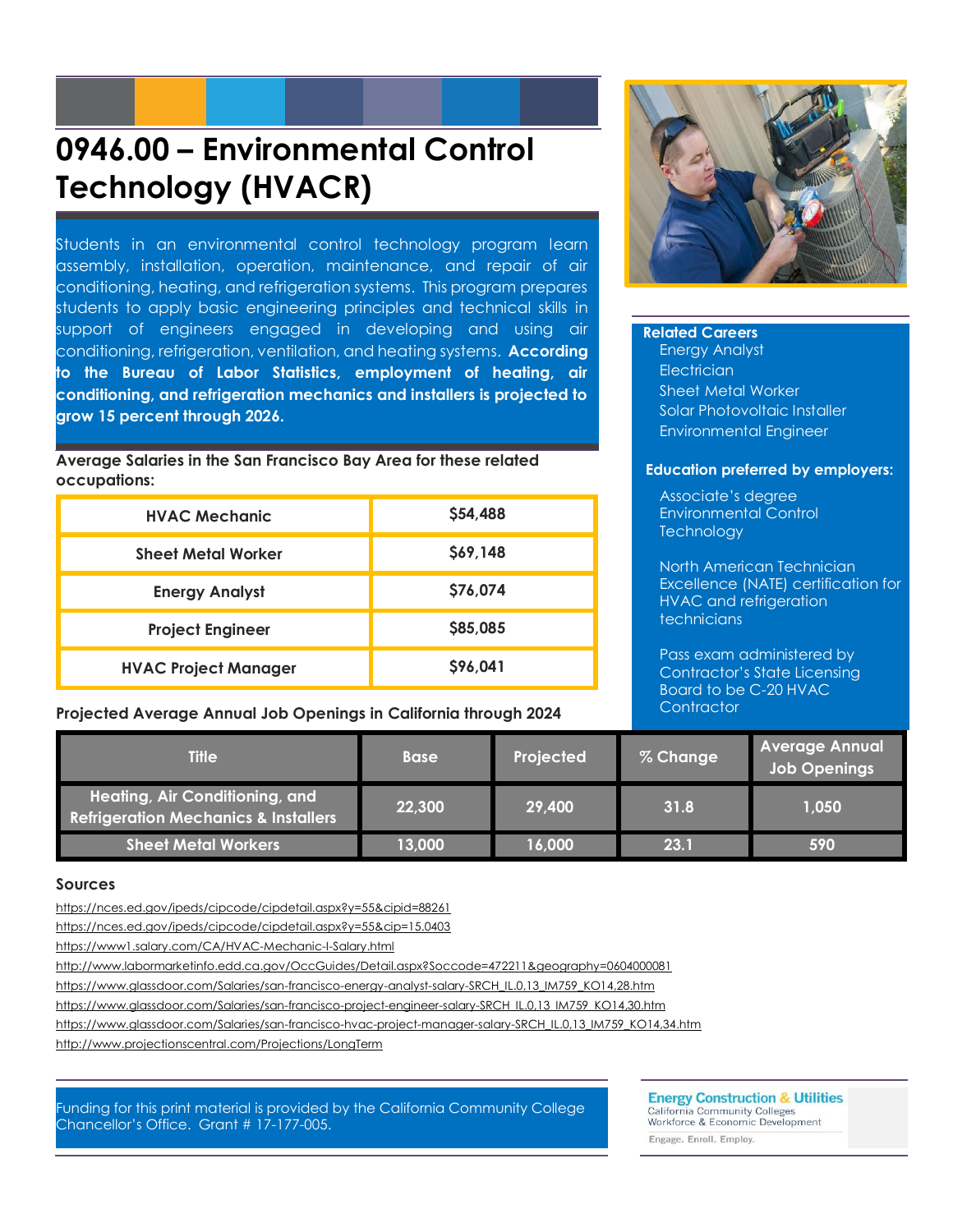# 0946.00 – Environmental Control Technology (HVACR)

Students in an environmental control technology program learn assembly, installation, operation, maintenance, and repair of air conditioning, heating, and refrigeration systems. This program prepares students to apply basic engineering principles and technical skills in support of engineers engaged in developing and using air conditioning, refrigeration, ventilation, and heating systems. **According to the Bureau of Labor Statistics, employment of heating, air conditioning, and refrigeration mechanics and installers is projected to grow 15 percent through 2026.**

**Related Careers**

- Energy Analyst
- Electrician
- Sheet Metal Worker
- Solar Photovoltaic Installer
- Environmental Engineer

**Education preferred by employers:**

Associate's degree Environmental Control Technology

North American Technician Excellence (NATE) certification for HVAC and refrigeration technicians

Pass exam administered by Contractor's State Licensing Board to be C-20 HVAC Contractor

**Average Salaries in the San Francisco Bay Area for these related occupations:**

| Occupation | Salary |
|---|---|
| HVAC Mechanic | $54,488 |
| Sheet Metal Worker | $69,148 |
| Energy Analyst | $76,074 |
| Project Engineer | $85,085 |
| HVAC Project Manager | $96,041 |

**Projected Average Annual Job Openings in California through 2024**

| Title | Base | Projected | % Change | Average Annual Job Openings |
|---|---|---|---|---|
| Heating, Air Conditioning, and Refrigeration Mechanics & Installers | 22,300 | 29,400 | 31.8 | 1,050 |
| Sheet Metal Workers | 13,000 | 16,000 | 23.1 | 590 |

## Sources

https://nces.ed.gov/ipeds/cipcode/cipdetail.aspx?y=55&cipid=88261
https://nces.ed.gov/ipeds/cipcode/cipdetail.aspx?y=55&cip=15.0403
https://www1.salary.com/CA/HVAC-Mechanic-I-Salary.html
http://www.labormarketinfo.edd.ca.gov/OccGuides/Detail.aspx?Soccode=472211&geography=0604000081
https://www.glassdoor.com/Salaries/san-francisco-energy-analyst-salary-SRCH_IL.0,13_IM759_KO14,28.htm
https://www.glassdoor.com/Salaries/san-francisco-project-engineer-salary-SRCH_IL.0,13_IM759_KO14,30.htm
https://www.glassdoor.com/Salaries/san-francisco-hvac-project-manager-salary-SRCH_IL.0,13_IM759_KO14,34.htm
http://www.projectionscentral.com/Projections/LongTerm

Funding for this print material is provided by the California Community College Chancellor's Office. Grant # 17-177-005.

Energy Construction & Utilities
California Community Colleges
Workforce & Economic Development
Engage. Enroll. Employ.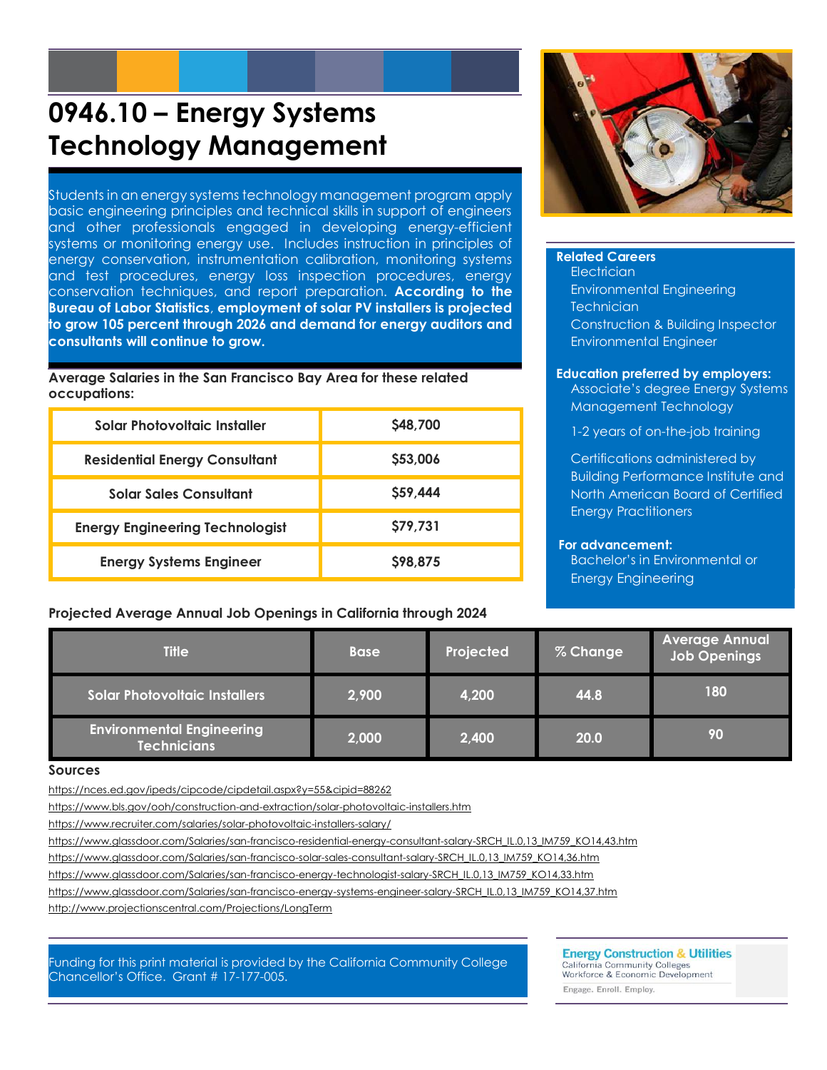# 0946.10 – Energy Systems Technology Management

Students in an energy systems technology management program apply basic engineering principles and technical skills in support of engineers and other professionals engaged in developing energy-efficient systems or monitoring energy use. Includes instruction in principles of energy conservation, instrumentation calibration, monitoring systems and test procedures, energy loss inspection procedures, energy conservation techniques, and report preparation. **According to the Bureau of Labor Statistics, employment of solar PV installers is projected to grow 105 percent through 2026 and demand for energy auditors and consultants will continue to grow.**

**Related Careers**
- Electrician
- Environmental Engineering Technician
- Construction & Building Inspector
- Environmental Engineer

**Education preferred by employers:**
- Associate's degree Energy Systems Management Technology
- 1-2 years of on-the-job training
- Certifications administered by Building Performance Institute and North American Board of Certified Energy Practitioners

**For advancement:**
- Bachelor's in Environmental or Energy Engineering

**Average Salaries in the San Francisco Bay Area for these related occupations:**

| Occupation | Salary |
|---|---|
| Solar Photovoltaic Installer | $48,700 |
| Residential Energy Consultant | $53,006 |
| Solar Sales Consultant | $59,444 |
| Energy Engineering Technologist | $79,731 |
| Energy Systems Engineer | $98,875 |

**Projected Average Annual Job Openings in California through 2024**

| Title | Base | Projected | % Change | Average Annual Job Openings |
|---|---|---|---|---|
| Solar Photovoltaic Installers | 2,900 | 4,200 | 44.8 | 180 |
| Environmental Engineering Technicians | 2,000 | 2,400 | 20.0 | 90 |

**Sources**

https://nces.ed.gov/ipeds/cipcode/cipdetail.aspx?y=55&cipid=88262
https://www.bls.gov/ooh/construction-and-extraction/solar-photovoltaic-installers.htm
https://www.recruiter.com/salaries/solar-photovoltaic-installers-salary/
https://www.glassdoor.com/Salaries/san-francisco-residential-energy-consultant-salary-SRCH_IL.0,13_IM759_KO14,43.htm
https://www.glassdoor.com/Salaries/san-francisco-solar-sales-consultant-salary-SRCH_IL.0,13_IM759_KO14,36.htm
https://www.glassdoor.com/Salaries/san-francisco-energy-technologist-salary-SRCH_IL.0,13_IM759_KO14,33.htm
https://www.glassdoor.com/Salaries/san-francisco-energy-systems-engineer-salary-SRCH_IL.0,13_IM759_KO14,37.htm
http://www.projectionscentral.com/Projections/LongTerm

Funding for this print material is provided by the California Community College Chancellor's Office. Grant # 17-177-005.

Energy Construction & Utilities
California Community Colleges
Workforce & Economic Development
Engage. Enroll. Employ.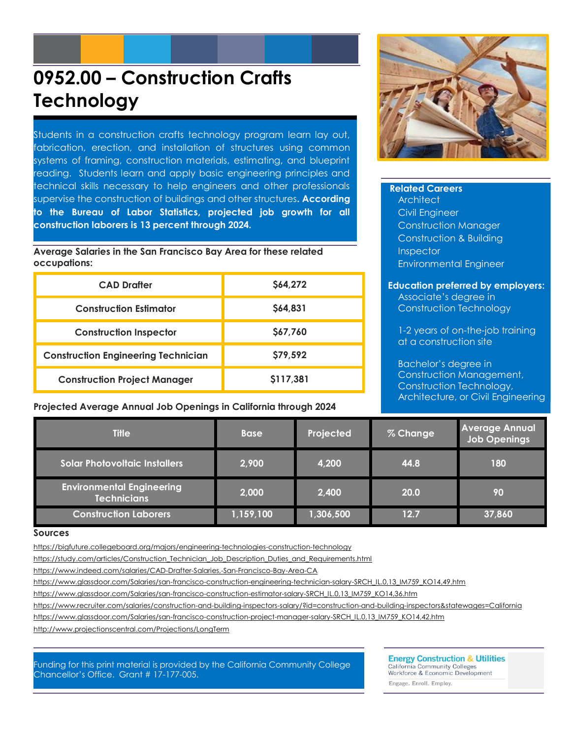# 0952.00 – Construction Crafts Technology

Students in a construction crafts technology program learn lay out, fabrication, erection, and installation of structures using common systems of framing, construction materials, estimating, and blueprint reading. Students learn and apply basic engineering principles and technical skills necessary to help engineers and other professionals supervise the construction of buildings and other structures. **According to the Bureau of Labor Statistics, projected job growth for all construction laborers is 13 percent through 2024.**

**Related Careers**

- Architect
- Civil Engineer
- Construction Manager
- Construction & Building Inspector
- Environmental Engineer

**Education preferred by employers:**

- Associate's degree in Construction Technology
- 1-2 years of on-the-job training at a construction site
- Bachelor's degree in Construction Management, Construction Technology, Architecture, or Civil Engineering

**Average Salaries in the San Francisco Bay Area for these related occupations:**

| Occupation | Salary |
|---|---|
| CAD Drafter | $64,272 |
| Construction Estimator | $64,831 |
| Construction Inspector | $67,760 |
| Construction Engineering Technician | $79,592 |
| Construction Project Manager | $117,381 |

**Projected Average Annual Job Openings in California through 2024**

| Title | Base | Projected | % Change | Average Annual Job Openings |
|---|---|---|---|---|
| Solar Photovoltaic Installers | 2,900 | 4,200 | 44.8 | 180 |
| Environmental Engineering Technicians | 2,000 | 2,400 | 20.0 | 90 |
| Construction Laborers | 1,159,100 | 1,306,500 | 12.7 | 37,860 |

**Sources**

https://bigfuture.collegeboard.org/majors/engineering-technologies-construction-technology
https://study.com/articles/Construction_Technician_Job_Description_Duties_and_Requirements.html
https://www.indeed.com/salaries/CAD-Drafter-Salaries,-San-Francisco-Bay-Area-CA
https://www.glassdoor.com/Salaries/san-francisco-construction-engineering-technician-salary-SRCH_IL.0,13_IM759_KO14,49.htm
https://www.glassdoor.com/Salaries/san-francisco-construction-estimator-salary-SRCH_IL.0,13_IM759_KO14,36.htm
https://www.recruiter.com/salaries/construction-and-building-inspectors-salary/?id=construction-and-building-inspectors&statewages=California
https://www.glassdoor.com/Salaries/san-francisco-construction-project-manager-salary-SRCH_IL.0,13_IM759_KO14,42.htm
http://www.projectionscentral.com/Projections/LongTerm

Funding for this print material is provided by the California Community College Chancellor's Office. Grant # 17-177-005.

Energy Construction & Utilities
California Community Colleges
Workforce & Economic Development
Engage. Enroll. Employ.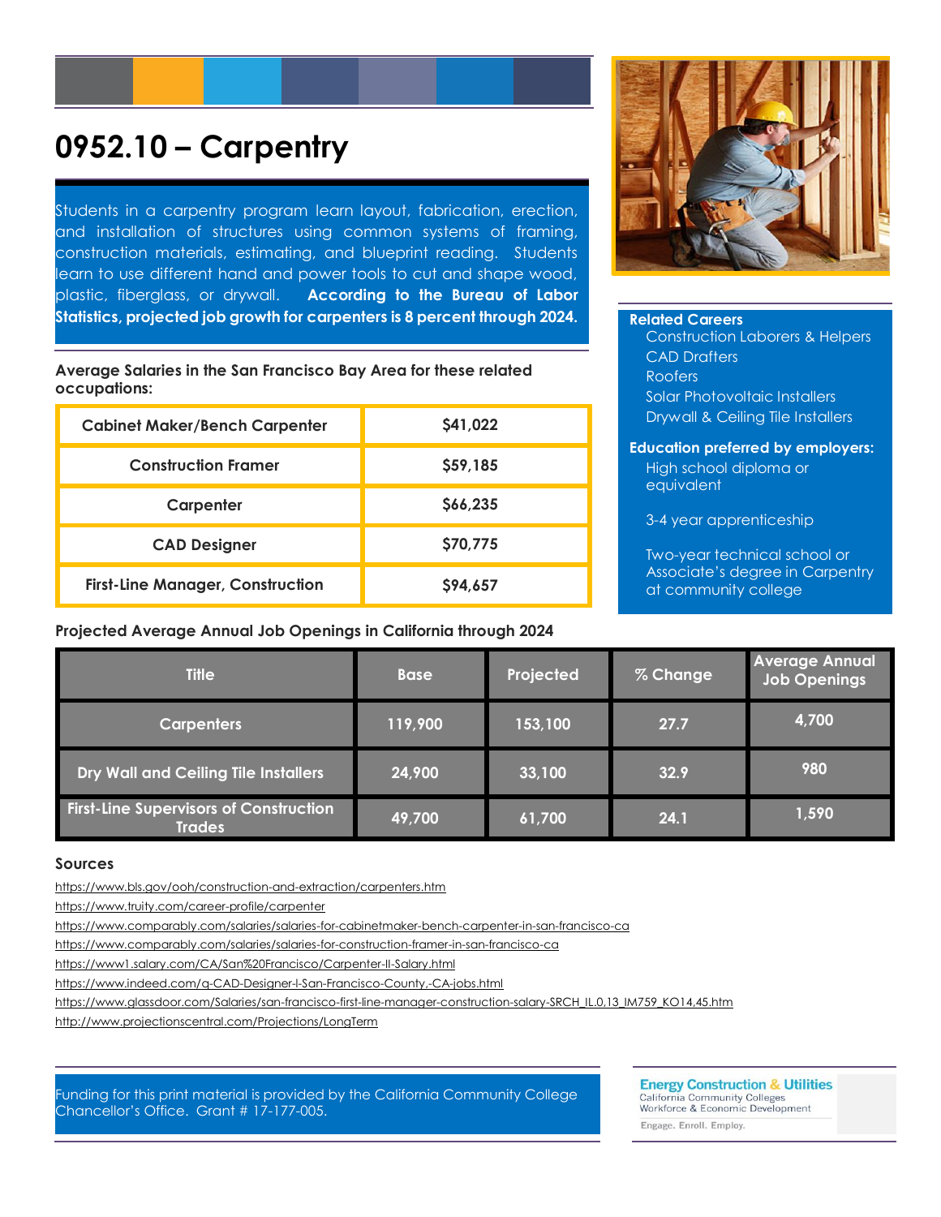# 0952.10 – Carpentry

Students in a carpentry program learn layout, fabrication, erection, and installation of structures using common systems of framing, construction materials, estimating, and blueprint reading. Students learn to use different hand and power tools to cut and shape wood, plastic, fiberglass, or drywall. **According to the Bureau of Labor Statistics, projected job growth for carpenters is 8 percent through 2024.**

**Related Careers**

- Construction Laborers & Helpers
- CAD Drafters
- Roofers
- Solar Photovoltaic Installers
- Drywall & Ceiling Tile Installers

**Education preferred by employers:**

- High school diploma or equivalent
- 3-4 year apprenticeship
- Two-year technical school or Associate's degree in Carpentry at community college

**Average Salaries in the San Francisco Bay Area for these related occupations:**

| Occupation | Salary |
|---|---|
| Cabinet Maker/Bench Carpenter | $41,022 |
| Construction Framer | $59,185 |
| Carpenter | $66,235 |
| CAD Designer | $70,775 |
| First-Line Manager, Construction | $94,657 |

**Projected Average Annual Job Openings in California through 2024**

| Title | Base | Projected | % Change | Average Annual Job Openings |
|---|---|---|---|---|
| Carpenters | 119,900 | 153,100 | 27.7 | 4,700 |
| Dry Wall and Ceiling Tile Installers | 24,900 | 33,100 | 32.9 | 980 |
| First-Line Supervisors of Construction Trades | 49,700 | 61,700 | 24.1 | 1,590 |

## Sources

https://www.bls.gov/ooh/construction-and-extraction/carpenters.htm

https://www.truity.com/career-profile/carpenter

https://www.comparably.com/salaries/salaries-for-cabinetmaker-bench-carpenter-in-san-francisco-ca

https://www.comparably.com/salaries/salaries-for-construction-framer-in-san-francisco-ca

https://www1.salary.com/CA/San%20Francisco/Carpenter-II-Salary.html

https://www.indeed.com/q-CAD-Designer-l-San-Francisco-County,-CA-jobs.html

https://www.glassdoor.com/Salaries/san-francisco-first-line-manager-construction-salary-SRCH_IL.0,13_IM759_KO14,45.htm

http://www.projectionscentral.com/Projections/LongTerm

Funding for this print material is provided by the California Community College Chancellor's Office. Grant # 17-177-005.

Energy Construction & Utilities
California Community Colleges
Workforce & Economic Development
Engage. Enroll. Employ.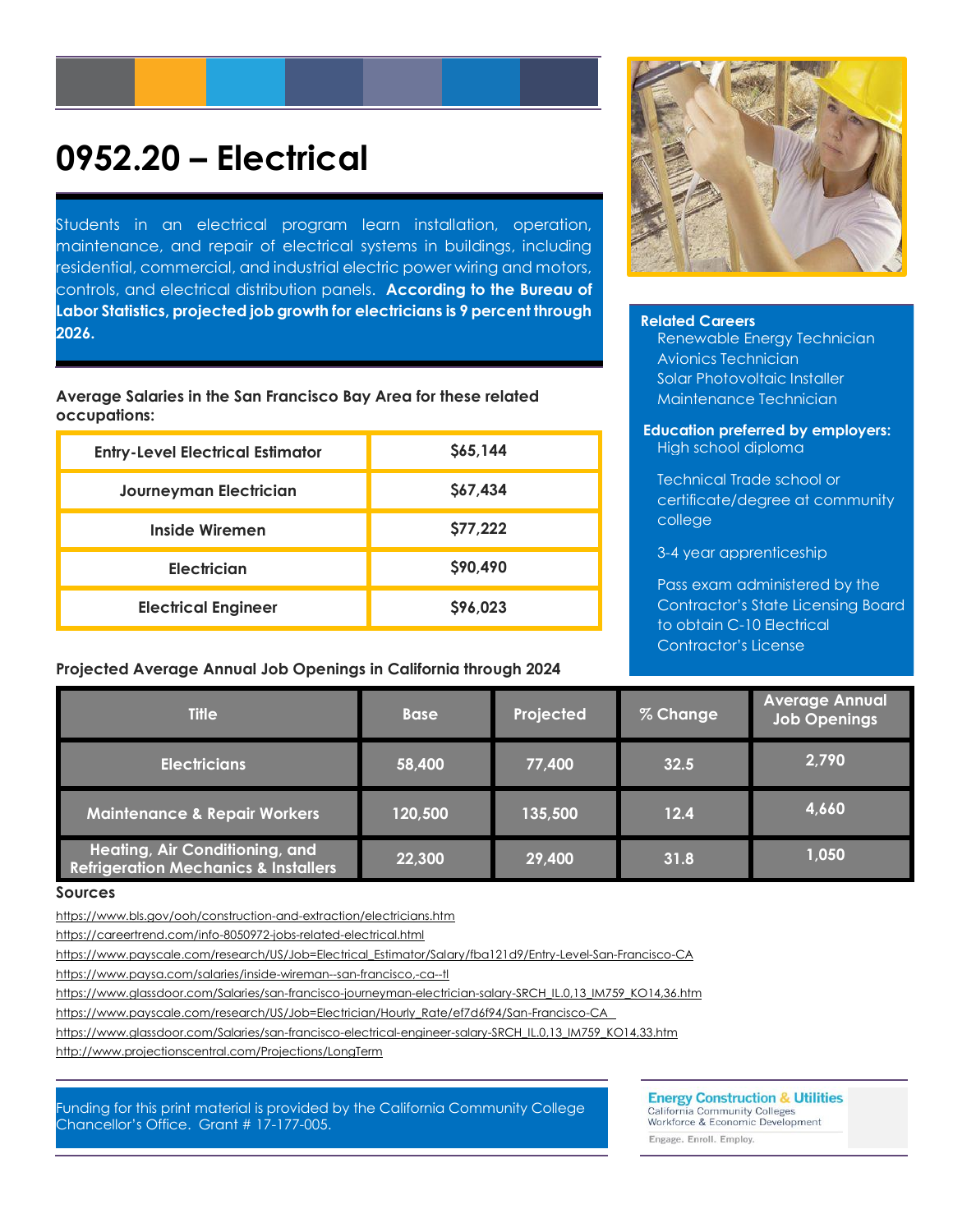# 0952.20 – Electrical

Students in an electrical program learn installation, operation, maintenance, and repair of electrical systems in buildings, including residential, commercial, and industrial electric power wiring and motors, controls, and electrical distribution panels. **According to the Bureau of Labor Statistics, projected job growth for electricians is 9 percent through 2026.**

**Average Salaries in the San Francisco Bay Area for these related occupations:**

| Occupation | Salary |
|---|---|
| Entry-Level Electrical Estimator | $65,144 |
| Journeyman Electrician | $67,434 |
| Inside Wiremen | $77,222 |
| Electrician | $90,490 |
| Electrical Engineer | $96,023 |

**Related Careers**

- Renewable Energy Technician
- Avionics Technician
- Solar Photovoltaic Installer
- Maintenance Technician

**Education preferred by employers:**

High school diploma

Technical Trade school or certificate/degree at community college

3-4 year apprenticeship

Pass exam administered by the Contractor's State Licensing Board to obtain C-10 Electrical Contractor's License

**Projected Average Annual Job Openings in California through 2024**

| Title | Base | Projected | % Change | Average Annual Job Openings |
|---|---|---|---|---|
| Electricians | 58,400 | 77,400 | 32.5 | 2,790 |
| Maintenance & Repair Workers | 120,500 | 135,500 | 12.4 | 4,660 |
| Heating, Air Conditioning, and Refrigeration Mechanics & Installers | 22,300 | 29,400 | 31.8 | 1,050 |

**Sources**

https://www.bls.gov/ooh/construction-and-extraction/electricians.htm
https://careertrend.com/info-8050972-jobs-related-electrical.html
https://www.payscale.com/research/US/Job=Electrical_Estimator/Salary/fba121d9/Entry-Level-San-Francisco-CA
https://www.paysa.com/salaries/inside-wireman--san-francisco,-ca--tl
https://www.glassdoor.com/Salaries/san-francisco-journeyman-electrician-salary-SRCH_IL.0,13_IM759_KO14,36.htm
https://www.payscale.com/research/US/Job=Electrician/Hourly_Rate/ef7d6f94/San-Francisco-CA
https://www.glassdoor.com/Salaries/san-francisco-electrical-engineer-salary-SRCH_IL.0,13_IM759_KO14,33.htm
http://www.projectionscentral.com/Projections/LongTerm

Funding for this print material is provided by the California Community College Chancellor's Office. Grant # 17-177-005.

**Energy Construction & Utilities**
California Community Colleges
Workforce & Economic Development
Engage. Enroll. Employ.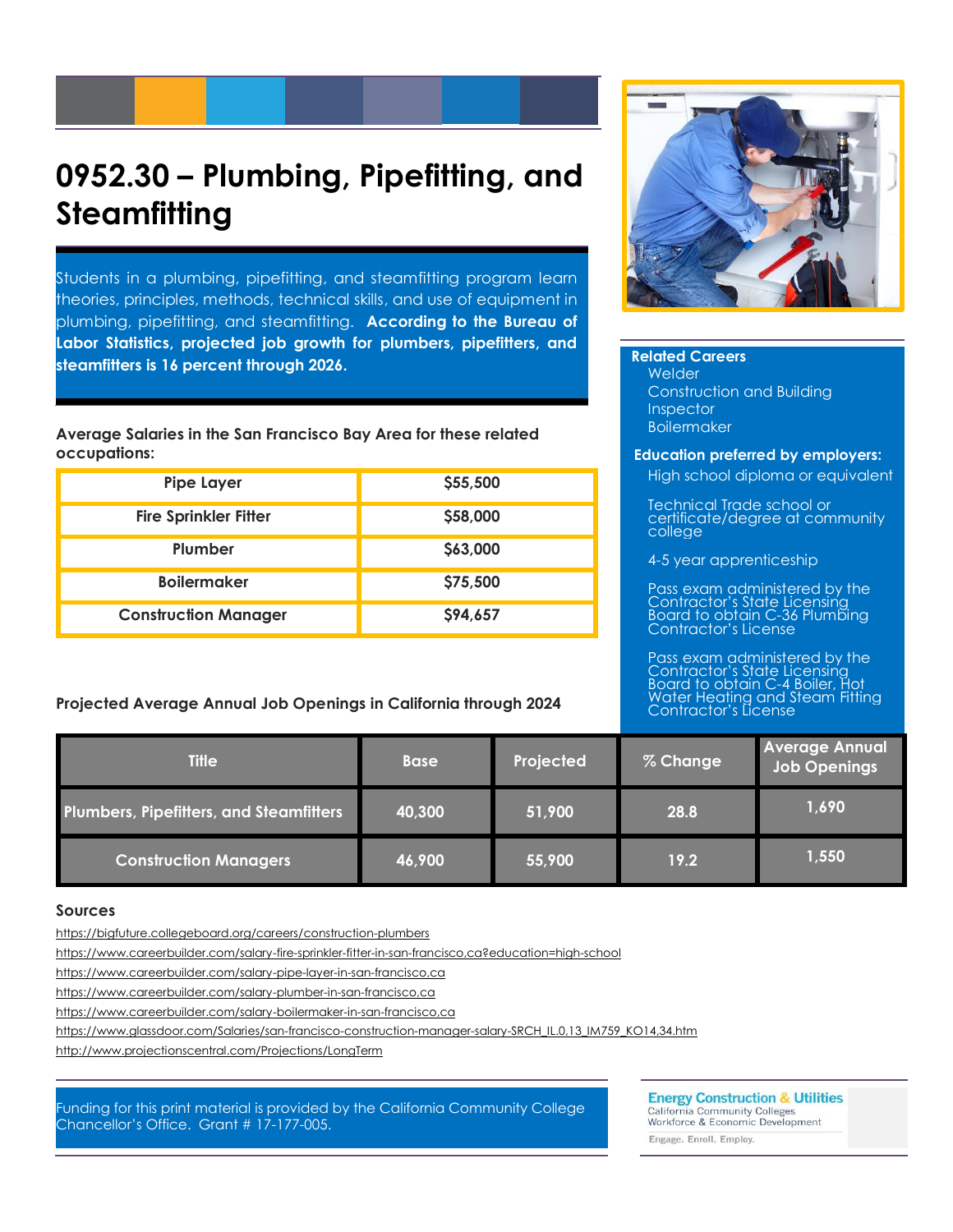# 0952.30 – Plumbing, Pipefitting, and Steamfitting

Students in a plumbing, pipefitting, and steamfitting program learn theories, principles, methods, technical skills, and use of equipment in plumbing, pipefitting, and steamfitting. **According to the Bureau of Labor Statistics, projected job growth for plumbers, pipefitters, and steamfitters is 16 percent through 2026.**

**Related Careers**

- Welder
- Construction and Building Inspector
- Boilermaker

**Education preferred by employers:**

- High school diploma or equivalent
- Technical Trade school or certificate/degree at community college
- 4-5 year apprenticeship
- Pass exam administered by the Contractor's State Licensing Board to obtain C-36 Plumbing Contractor's License
- Pass exam administered by the Contractor's State Licensing Board to obtain C-4 Boiler, Hot Water Heating and Steam Fitting Contractor's License

**Average Salaries in the San Francisco Bay Area for these related occupations:**

| Occupation | Salary |
|---|---|
| Pipe Layer | $55,500 |
| Fire Sprinkler Fitter | $58,000 |
| Plumber | $63,000 |
| Boilermaker | $75,500 |
| Construction Manager | $94,657 |

**Projected Average Annual Job Openings in California through 2024**

| Title | Base | Projected | % Change | Average Annual Job Openings |
|---|---|---|---|---|
| Plumbers, Pipefitters, and Steamfitters | 40,300 | 51,900 | 28.8 | 1,690 |
| Construction Managers | 46,900 | 55,900 | 19.2 | 1,550 |

### Sources

https://bigfuture.collegeboard.org/careers/construction-plumbers

https://www.careerbuilder.com/salary-fire-sprinkler-fitter-in-san-francisco,ca?education=high-school

https://www.careerbuilder.com/salary-pipe-layer-in-san-francisco,ca

https://www.careerbuilder.com/salary-plumber-in-san-francisco,ca

https://www.careerbuilder.com/salary-boilermaker-in-san-francisco,ca

https://www.glassdoor.com/Salaries/san-francisco-construction-manager-salary-SRCH_IL.0,13_IM759_KO14,34.htm

http://www.projectionscentral.com/Projections/LongTerm

Funding for this print material is provided by the California Community College Chancellor's Office. Grant # 17-177-005.

Energy Construction & Utilities
California Community Colleges
Workforce & Economic Development
Engage. Enroll. Employ.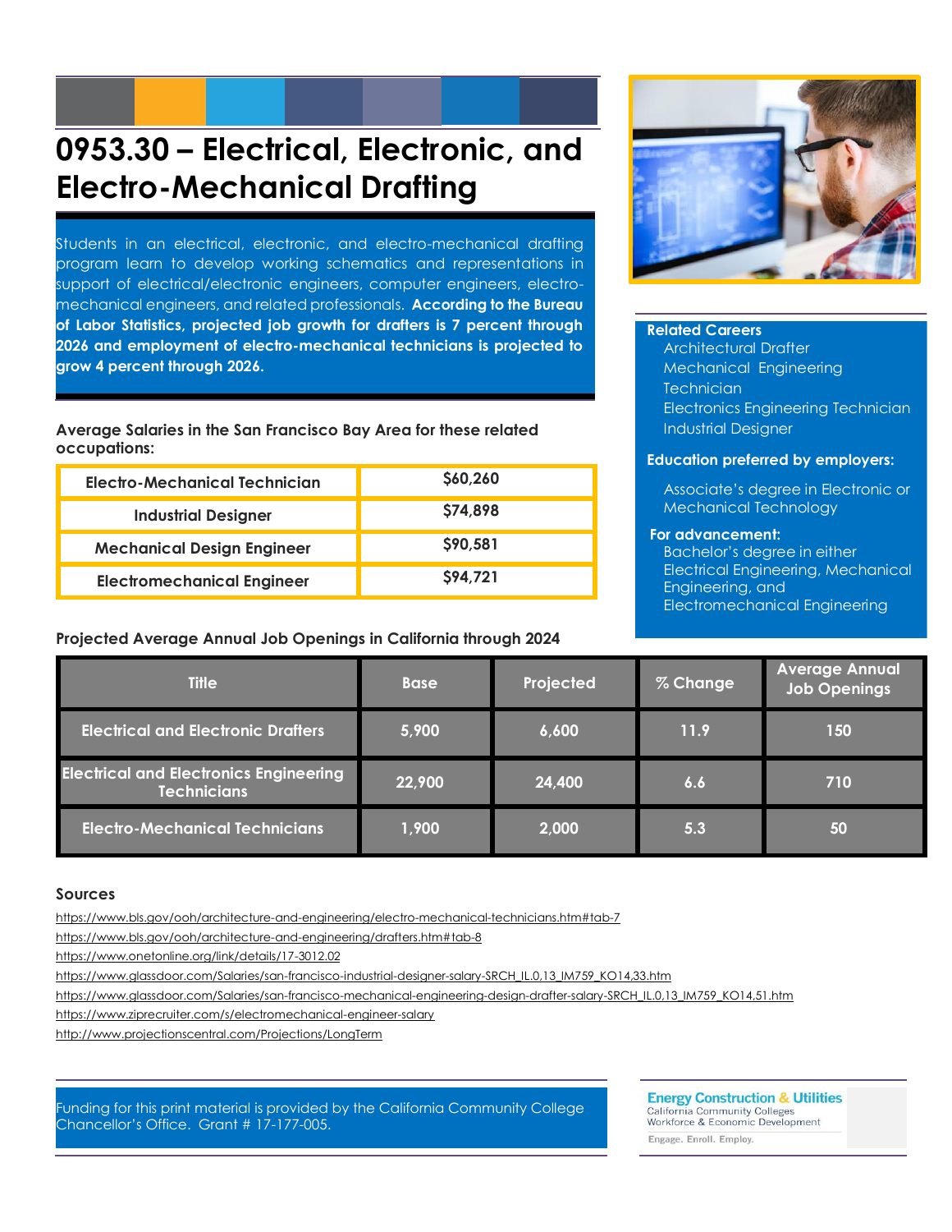# 0953.30 – Electrical, Electronic, and Electro-Mechanical Drafting

Students in an electrical, electronic, and electro-mechanical drafting program learn to develop working schematics and representations in support of electrical/electronic engineers, computer engineers, electro-mechanical engineers, and related professionals. **According to the Bureau of Labor Statistics, projected job growth for drafters is 7 percent through 2026 and employment of electro-mechanical technicians is projected to grow 4 percent through 2026.**

**Related Careers**

- Architectural Drafter
- Mechanical Engineering Technician
- Electronics Engineering Technician
- Industrial Designer

**Education preferred by employers:**

Associate's degree in Electronic or Mechanical Technology

**For advancement:**

Bachelor's degree in either Electrical Engineering, Mechanical Engineering, and Electromechanical Engineering

**Average Salaries in the San Francisco Bay Area for these related occupations:**

| Occupation | Salary |
|---|---|
| Electro-Mechanical Technician | $60,260 |
| Industrial Designer | $74,898 |
| Mechanical Design Engineer | $90,581 |
| Electromechanical Engineer | $94,721 |

**Projected Average Annual Job Openings in California through 2024**

| Title | Base | Projected | % Change | Average Annual Job Openings |
|---|---|---|---|---|
| Electrical and Electronic Drafters | 5,900 | 6,600 | 11.9 | 150 |
| Electrical and Electronics Engineering Technicians | 22,900 | 24,400 | 6.6 | 710 |
| Electro-Mechanical Technicians | 1,900 | 2,000 | 5.3 | 50 |

## Sources

https://www.bls.gov/ooh/architecture-and-engineering/electro-mechanical-technicians.htm#tab-7

https://www.bls.gov/ooh/architecture-and-engineering/drafters.htm#tab-8

https://www.onetonline.org/link/details/17-3012.02

https://www.glassdoor.com/Salaries/san-francisco-industrial-designer-salary-SRCH_IL.0,13_IM759_KO14,33.htm

https://www.glassdoor.com/Salaries/san-francisco-mechanical-engineering-design-drafter-salary-SRCH_IL.0,13_IM759_KO14,51.htm

https://www.ziprecruiter.com/s/electromechanical-engineer-salary

http://www.projectionscentral.com/Projections/LongTerm

Funding for this print material is provided by the California Community College Chancellor's Office. Grant # 17-177-005.

Energy Construction & Utilities
California Community Colleges
Workforce & Economic Development
Engage. Enroll. Employ.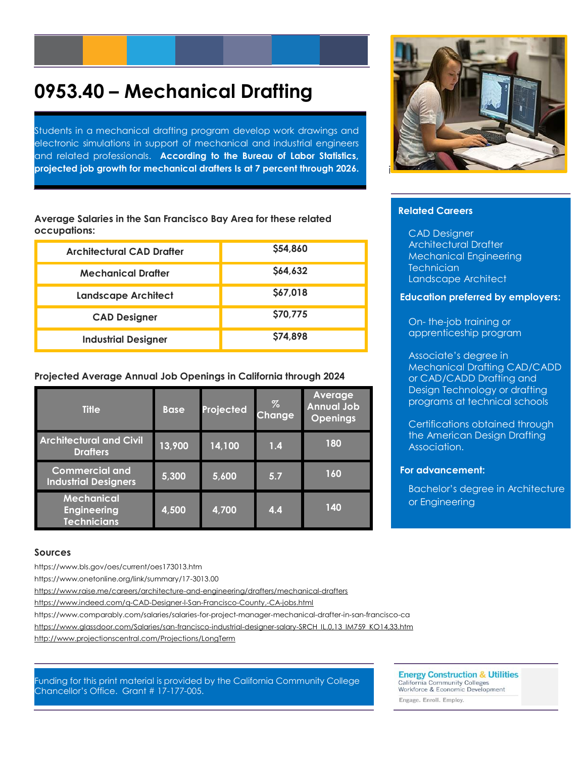# 0953.40 – Mechanical Drafting

Students in a mechanical drafting program develop work drawings and electronic simulations in support of mechanical and industrial engineers and related professionals. **According to the Bureau of Labor Statistics, projected job growth for mechanical drafters Is at 7 percent through 2026.**

**Average Salaries in the San Francisco Bay Area for these related occupations:**

| Occupation | Salary |
|---|---|
| **Architectural CAD Drafter** | **$54,860** |
| **Mechanical Drafter** | **$64,632** |
| **Landscape Architect** | **$67,018** |
| **CAD Designer** | **$70,775** |
| **Industrial Designer** | **$74,898** |

**Projected Average Annual Job Openings in California through 2024**

| Title | Base | Projected | % Change | Average Annual Job Openings |
|---|---|---|---|---|
| Architectural and Civil Drafters | 13,900 | 14,100 | 1.4 | 180 |
| Commercial and Industrial Designers | 5,300 | 5,600 | 5.7 | 160 |
| Mechanical Engineering Technicians | 4,500 | 4,700 | 4.4 | 140 |

## Related Careers

- CAD Designer
- Architectural Drafter
- Mechanical Engineering Technician
- Landscape Architect

**Education preferred by employers:**

On- the-job training or apprenticeship program

Associate's degree in Mechanical Drafting CAD/CADD or CAD/CADD Drafting and Design Technology or drafting programs at technical schools

Certifications obtained through the American Design Drafting Association.

**For advancement:**

Bachelor's degree in Architecture or Engineering

## Sources

https://www.bls.gov/oes/current/oes173013.htm

https://www.onetonline.org/link/summary/17-3013.00

https://www.raise.me/careers/architecture-and-engineering/drafters/mechanical-drafters

https://www.indeed.com/q-CAD-Designer-l-San-Francisco-County,-CA-jobs.html

https://www.comparably.com/salaries/salaries-for-project-manager-mechanical-drafter-in-san-francisco-ca

https://www.glassdoor.com/Salaries/san-francisco-industrial-designer-salary-SRCH_IL.0,13_IM759_KO14,33.htm

http://www.projectionscentral.com/Projections/LongTerm

Funding for this print material is provided by the California Community College Chancellor's Office. Grant # 17-177-005.

Energy Construction & Utilities
California Community Colleges
Workforce & Economic Development
Engage. Enroll. Employ.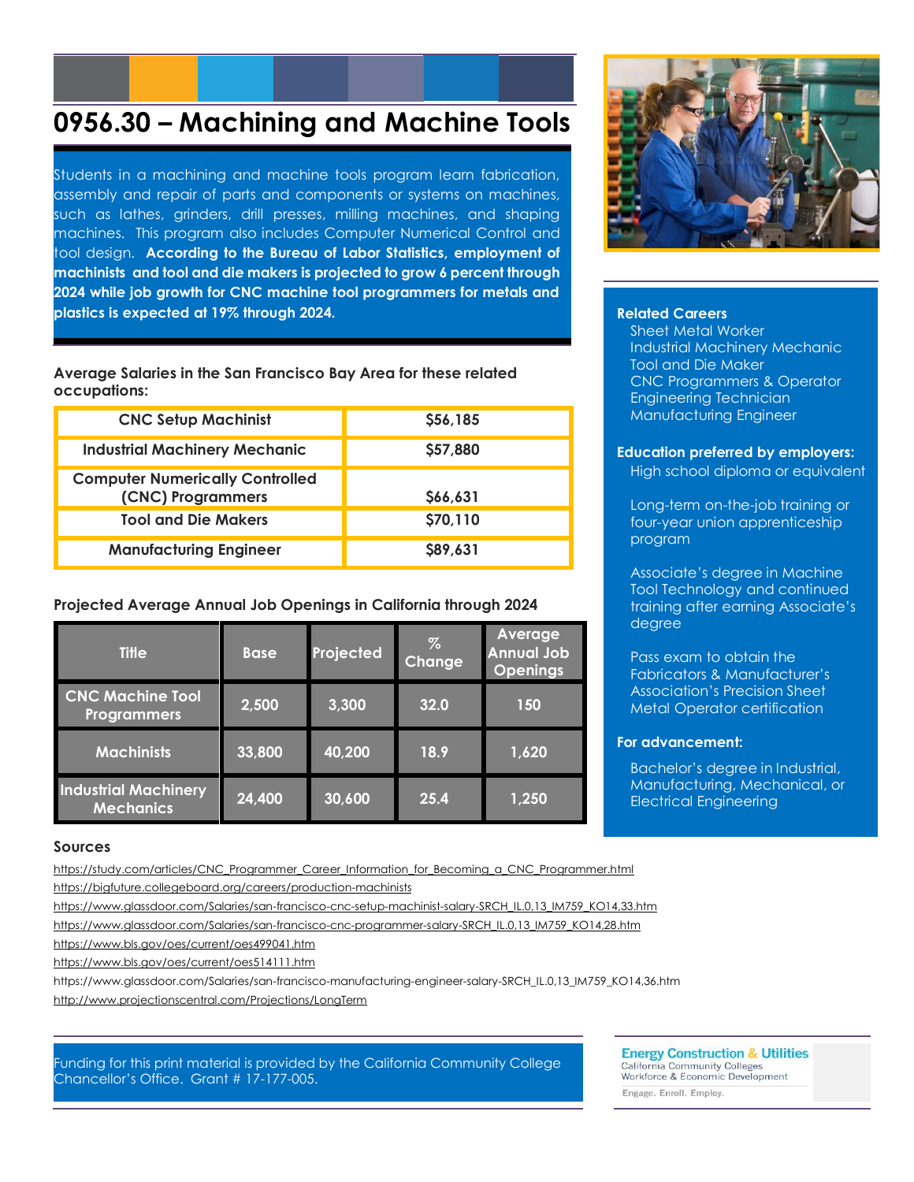# 0956.30 – Machining and Machine Tools

Students in a machining and machine tools program learn fabrication, assembly and repair of parts and components or systems on machines, such as lathes, grinders, drill presses, milling machines, and shaping machines. This program also includes Computer Numerical Control and tool design. **According to the Bureau of Labor Statistics, employment of machinists and tool and die makers is projected to grow 6 percent through 2024 while job growth for CNC machine tool programmers for metals and plastics is expected at 19% through 2024.**

**Average Salaries in the San Francisco Bay Area for these related occupations:**

| Occupation | Salary |
|---|---|
| CNC Setup Machinist | $56,185 |
| Industrial Machinery Mechanic | $57,880 |
| Computer Numerically Controlled (CNC) Programmers | $66,631 |
| Tool and Die Makers | $70,110 |
| Manufacturing Engineer | $89,631 |

**Projected Average Annual Job Openings in California through 2024**

| Title | Base | Projected | % Change | Average Annual Job Openings |
|---|---|---|---|---|
| CNC Machine Tool Programmers | 2,500 | 3,300 | 32.0 | 150 |
| Machinists | 33,800 | 40,200 | 18.9 | 1,620 |
| Industrial Machinery Mechanics | 24,400 | 30,600 | 25.4 | 1,250 |

**Related Careers**
- Sheet Metal Worker
- Industrial Machinery Mechanic
- Tool and Die Maker
- CNC Programmers & Operator
- Engineering Technician
- Manufacturing Engineer

**Education preferred by employers:**

High school diploma or equivalent

Long-term on-the-job training or four-year union apprenticeship program

Associate's degree in Machine Tool Technology and continued training after earning Associate's degree

Pass exam to obtain the Fabricators & Manufacturer's Association's Precision Sheet Metal Operator certification

**For advancement:**

Bachelor's degree in Industrial, Manufacturing, Mechanical, or Electrical Engineering

### Sources

https://study.com/articles/CNC_Programmer_Career_Information_for_Becoming_a_CNC_Programmer.html
https://bigfuture.collegeboard.org/careers/production-machinists
https://www.glassdoor.com/Salaries/san-francisco-cnc-setup-machinist-salary-SRCH_IL.0,13_IM759_KO14,33.htm
https://www.glassdoor.com/Salaries/san-francisco-cnc-programmer-salary-SRCH_IL.0,13_IM759_KO14,28.htm
https://www.bls.gov/oes/current/oes499041.htm
https://www.bls.gov/oes/current/oes514111.htm
https://www.glassdoor.com/Salaries/san-francisco-manufacturing-engineer-salary-SRCH_IL.0,13_IM759_KO14,36.htm
http://www.projectionscentral.com/Projections/LongTerm

Funding for this print material is provided by the California Community College Chancellor's Office. Grant # 17-177-005.

Energy Construction & Utilities
California Community Colleges
Workforce & Economic Development
Engage. Enroll. Employ.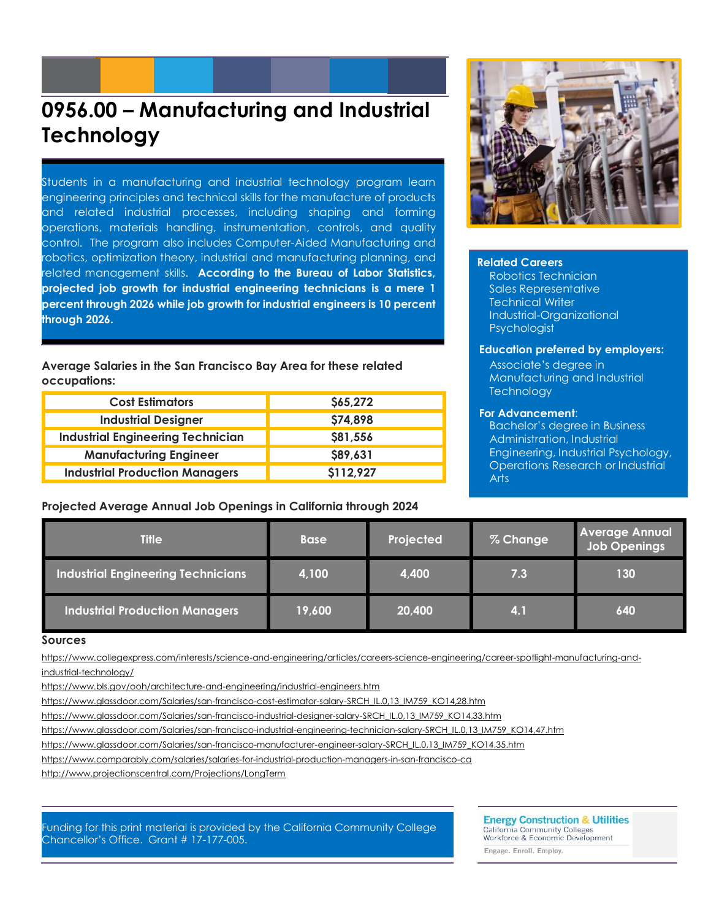# 0956.00 – Manufacturing and Industrial Technology

Students in a manufacturing and industrial technology program learn engineering principles and technical skills for the manufacture of products and related industrial processes, including shaping and forming operations, materials handling, instrumentation, controls, and quality control. The program also includes Computer-Aided Manufacturing and robotics, optimization theory, industrial and manufacturing planning, and related management skills. **According to the Bureau of Labor Statistics, projected job growth for industrial engineering technicians is a mere 1 percent through 2026 while job growth for industrial engineers is 10 percent through 2026.**

**Related Careers**
- Robotics Technician
- Sales Representative
- Technical Writer
- Industrial-Organizational Psychologist

**Education preferred by employers:**
Associate's degree in Manufacturing and Industrial Technology

**For Advancement:**
Bachelor's degree in Business Administration, Industrial Engineering, Industrial Psychology, Operations Research or Industrial Arts

**Average Salaries in the San Francisco Bay Area for these related occupations:**

| Occupation | Salary |
|---|---|
| Cost Estimators | $65,272 |
| Industrial Designer | $74,898 |
| Industrial Engineering Technician | $81,556 |
| Manufacturing Engineer | $89,631 |
| Industrial Production Managers | $112,927 |

**Projected Average Annual Job Openings in California through 2024**

| Title | Base | Projected | % Change | Average Annual Job Openings |
|---|---|---|---|---|
| Industrial Engineering Technicians | 4,100 | 4,400 | 7.3 | 130 |
| Industrial Production Managers | 19,600 | 20,400 | 4.1 | 640 |

**Sources**

https://www.collegexpress.com/interests/science-and-engineering/articles/careers-science-engineering/career-spotlight-manufacturing-and-industrial-technology/
https://www.bls.gov/ooh/architecture-and-engineering/industrial-engineers.htm
https://www.glassdoor.com/Salaries/san-francisco-cost-estimator-salary-SRCH_IL.0,13_IM759_KO14,28.htm
https://www.glassdoor.com/Salaries/san-francisco-industrial-designer-salary-SRCH_IL.0,13_IM759_KO14,33.htm
https://www.glassdoor.com/Salaries/san-francisco-industrial-engineering-technician-salary-SRCH_IL.0,13_IM759_KO14,47.htm
https://www.glassdoor.com/Salaries/san-francisco-manufacturer-engineer-salary-SRCH_IL.0,13_IM759_KO14,35.htm
https://www.comparably.com/salaries/salaries-for-industrial-production-managers-in-san-francisco-ca
http://www.projectionscentral.com/Projections/LongTerm

Funding for this print material is provided by the California Community College Chancellor's Office. Grant # 17-177-005.

Energy Construction & Utilities
California Community Colleges
Workforce & Economic Development
Engage. Enroll. Employ.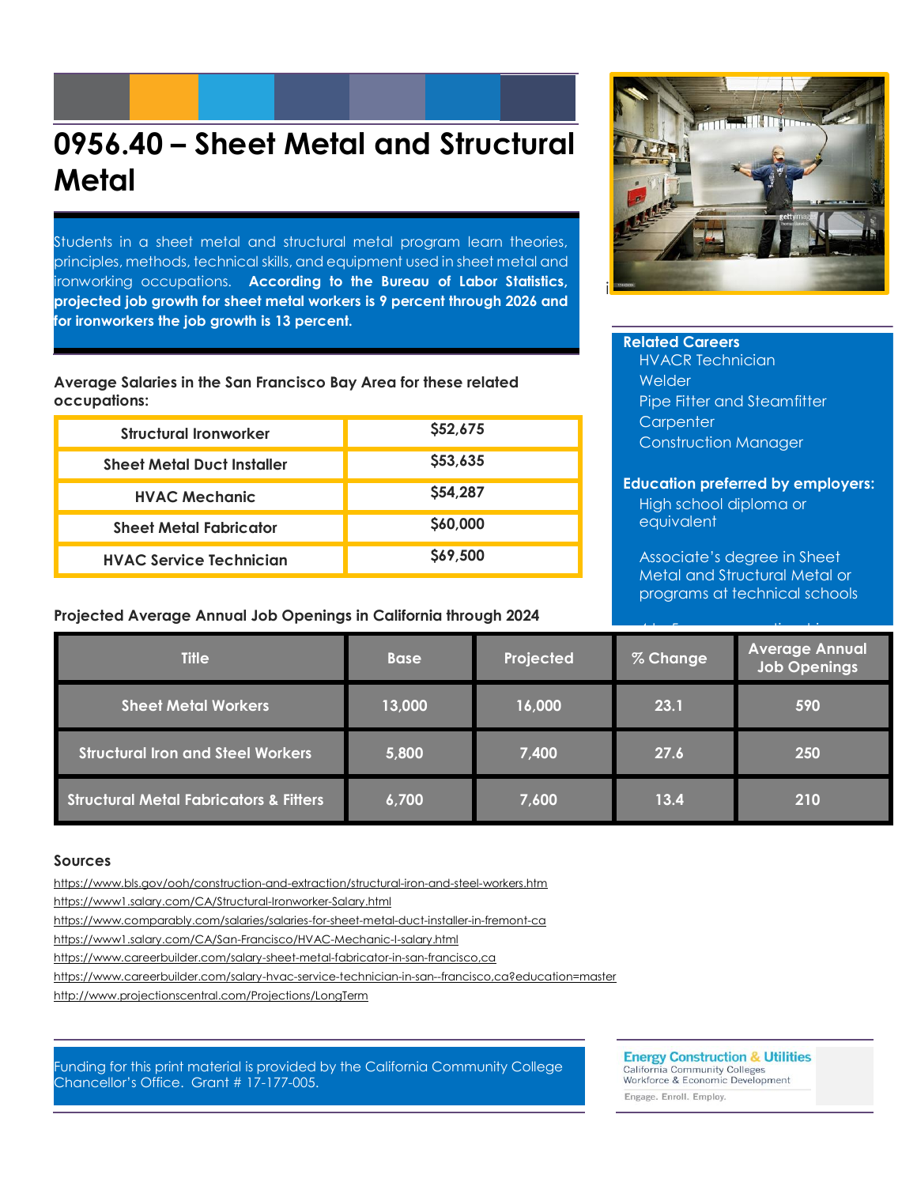# 0956.40 – Sheet Metal and Structural Metal

Students in a sheet metal and structural metal program learn theories, principles, methods, technical skills, and equipment used in sheet metal and ironworking occupations. **According to the Bureau of Labor Statistics, projected job growth for sheet metal workers is 9 percent through 2026 and for ironworkers the job growth is 13 percent.**

**Average Salaries in the San Francisco Bay Area for these related occupations:**

| Occupation | Salary |
|---|---|
| Structural Ironworker | $52,675 |
| Sheet Metal Duct Installer | $53,635 |
| HVAC Mechanic | $54,287 |
| Sheet Metal Fabricator | $60,000 |
| HVAC Service Technician | $69,500 |

**Related Careers**
- HVACR Technician
- Welder
- Pipe Fitter and Steamfitter
- Carpenter
- Construction Manager

**Education preferred by employers:**

High school diploma or equivalent

Associate's degree in Sheet Metal and Structural Metal or programs at technical schools

**Projected Average Annual Job Openings in California through 2024**

| Title | Base | Projected | % Change | Average Annual Job Openings |
|---|---|---|---|---|
| Sheet Metal Workers | 13,000 | 16,000 | 23.1 | 590 |
| Structural Iron and Steel Workers | 5,800 | 7,400 | 27.6 | 250 |
| Structural Metal Fabricators & Fitters | 6,700 | 7,600 | 13.4 | 210 |

### Sources

https://www.bls.gov/ooh/construction-and-extraction/structural-iron-and-steel-workers.htm
https://www1.salary.com/CA/Structural-Ironworker-Salary.html
https://www.comparably.com/salaries/salaries-for-sheet-metal-duct-installer-in-fremont-ca
https://www1.salary.com/CA/San-Francisco/HVAC-Mechanic-I-salary.html
https://www.careerbuilder.com/salary-sheet-metal-fabricator-in-san-francisco,ca
https://www.careerbuilder.com/salary-hvac-service-technician-in-san--francisco,ca?education=master
http://www.projectionscentral.com/Projections/LongTerm

Funding for this print material is provided by the California Community College Chancellor's Office. Grant # 17-177-005.

Energy Construction & Utilities
California Community Colleges
Workforce & Economic Development
Engage. Enroll. Employ.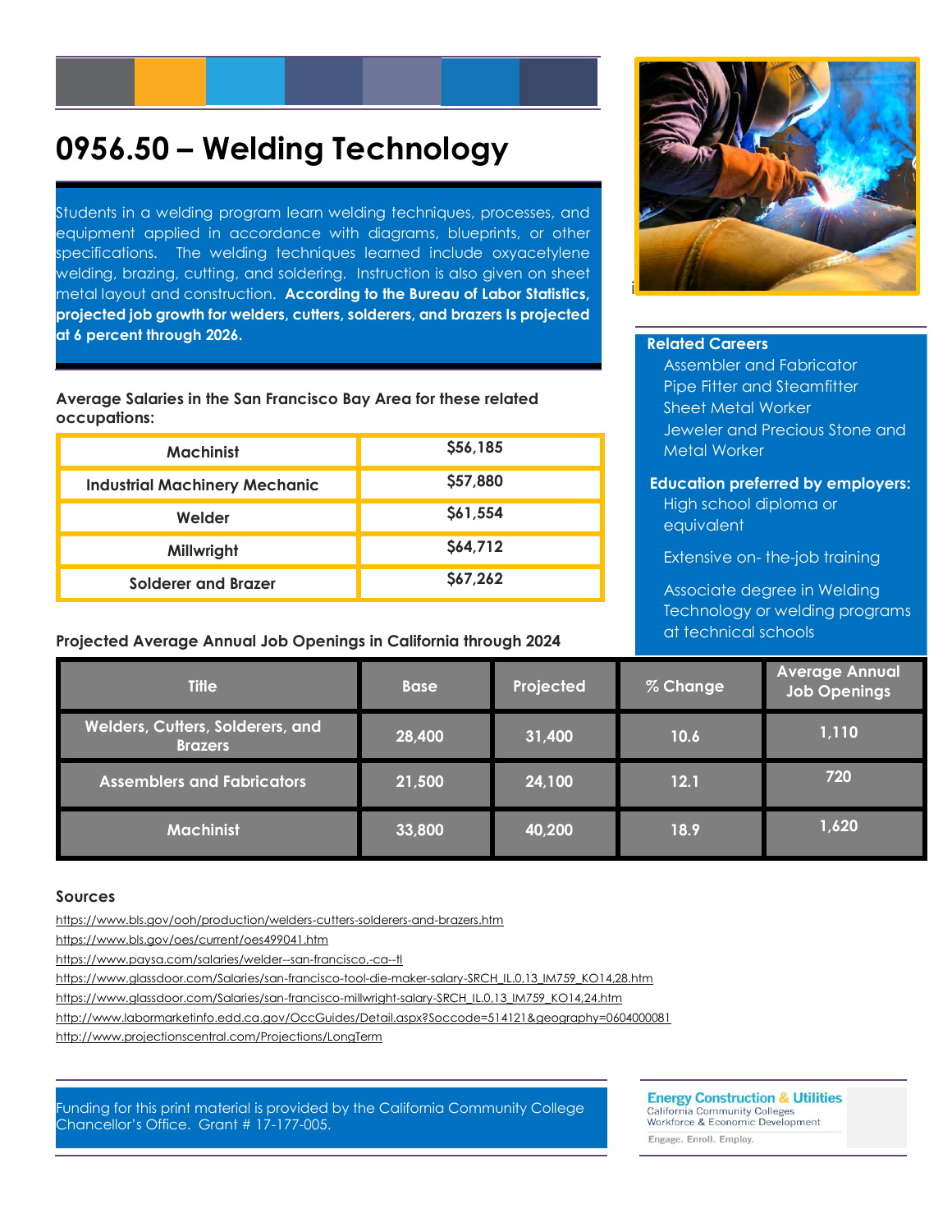# 0956.50 – Welding Technology

Students in a welding program learn welding techniques, processes, and equipment applied in accordance with diagrams, blueprints, or other specifications. The welding techniques learned include oxyacetylene welding, brazing, cutting, and soldering. Instruction is also given on sheet metal layout and construction. **According to the Bureau of Labor Statistics, projected job growth for welders, cutters, solderers, and brazers is projected at 6 percent through 2026.**

**Related Careers**

- Assembler and Fabricator
- Pipe Fitter and Steamfitter
- Sheet Metal Worker
- Jeweler and Precious Stone and Metal Worker

**Education preferred by employers:**

- High school diploma or equivalent
- Extensive on- the-job training
- Associate degree in Welding Technology or welding programs at technical schools

**Average Salaries in the San Francisco Bay Area for these related occupations:**

| Occupation | Salary |
|---|---|
| Machinist | $56,185 |
| Industrial Machinery Mechanic | $57,880 |
| Welder | $61,554 |
| Millwright | $64,712 |
| Solderer and Brazer | $67,262 |

**Projected Average Annual Job Openings in California through 2024**

| Title | Base | Projected | % Change | Average Annual Job Openings |
|---|---|---|---|---|
| Welders, Cutters, Solderers, and Brazers | 28,400 | 31,400 | 10.6 | 1,110 |
| Assemblers and Fabricators | 21,500 | 24,100 | 12.1 | 720 |
| Machinist | 33,800 | 40,200 | 18.9 | 1,620 |

## Sources

https://www.bls.gov/ooh/production/welders-cutters-solderers-and-brazers.htm
https://www.bls.gov/oes/current/oes499041.htm
https://www.paysa.com/salaries/welder--san-francisco,-ca--tl
https://www.glassdoor.com/Salaries/san-francisco-tool-die-maker-salary-SRCH_IL.0,13_IM759_KO14,28.htm
https://www.glassdoor.com/Salaries/san-francisco-millwright-salary-SRCH_IL.0,13_IM759_KO14,24.htm
http://www.labormarketinfo.edd.ca.gov/OccGuides/Detail.aspx?Soccode=514121&geography=0604000081
http://www.projectionscentral.com/Projections/LongTerm

Funding for this print material is provided by the California Community College Chancellor's Office. Grant # 17-177-005.

Energy Construction & Utilities
California Community Colleges
Workforce & Economic Development
Engage. Enroll. Employ.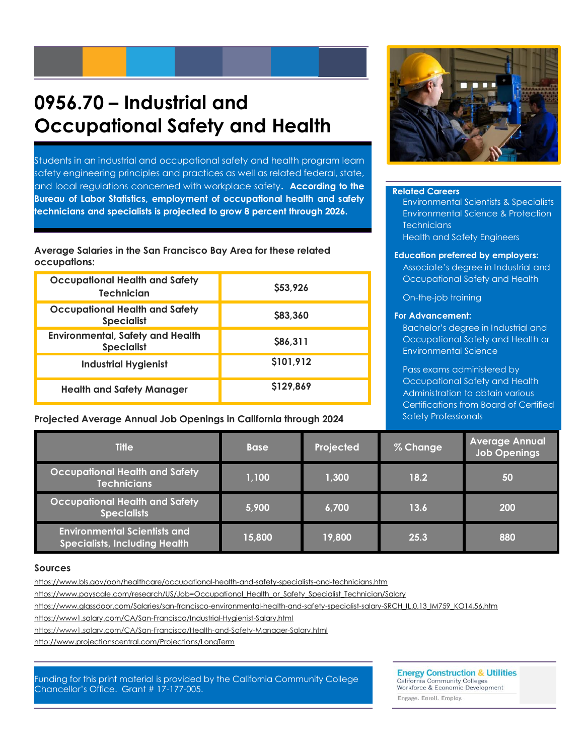# 0956.70 – Industrial and Occupational Safety and Health

Students in an industrial and occupational safety and health program learn safety engineering principles and practices as well as related federal, state, and local regulations concerned with workplace safety. **According to the Bureau of Labor Statistics, employment of occupational health and safety technicians and specialists is projected to grow 8 percent through 2026.**

**Average Salaries in the San Francisco Bay Area for these related occupations:**

| Occupation | Salary |
|---|---|
| Occupational Health and Safety Technician | $53,926 |
| Occupational Health and Safety Specialist | $83,360 |
| Environmental, Safety and Health Specialist | $86,311 |
| Industrial Hygienist | $101,912 |
| Health and Safety Manager | $129,869 |

**Related Careers**

- Environmental Scientists & Specialists
- Environmental Science & Protection Technicians
- Health and Safety Engineers

**Education preferred by employers:**

- Associate's degree in Industrial and Occupational Safety and Health
- On-the-job training

**For Advancement:**

- Bachelor's degree in Industrial and Occupational Safety and Health or Environmental Science
- Pass exams administered by Occupational Safety and Health Administration to obtain various Certifications from Board of Certified Safety Professionals

**Projected Average Annual Job Openings in California through 2024**

| Title | Base | Projected | % Change | Average Annual Job Openings |
|---|---|---|---|---|
| Occupational Health and Safety Technicians | 1,100 | 1,300 | 18.2 | 50 |
| Occupational Health and Safety Specialists | 5,900 | 6,700 | 13.6 | 200 |
| Environmental Scientists and Specialists, Including Health | 15,800 | 19,800 | 25.3 | 880 |

**Sources**

https://www.bls.gov/ooh/healthcare/occupational-health-and-safety-specialists-and-technicians.htm
https://www.payscale.com/research/US/Job=Occupational_Health_or_Safety_Specialist_Technician/Salary
https://www.glassdoor.com/Salaries/san-francisco-environmental-health-and-safety-specialist-salary-SRCH_IL.0,13_IM759_KO14,56.htm
https://www1.salary.com/CA/San-Francisco/Industrial-Hygienist-Salary.html
https://www1.salary.com/CA/San-Francisco/Health-and-Safety-Manager-Salary.html
http://www.projectionscentral.com/Projections/LongTerm

Funding for this print material is provided by the California Community College Chancellor's Office. Grant # 17-177-005.

Energy Construction & Utilities
California Community Colleges
Workforce & Economic Development
Engage. Enroll. Employ.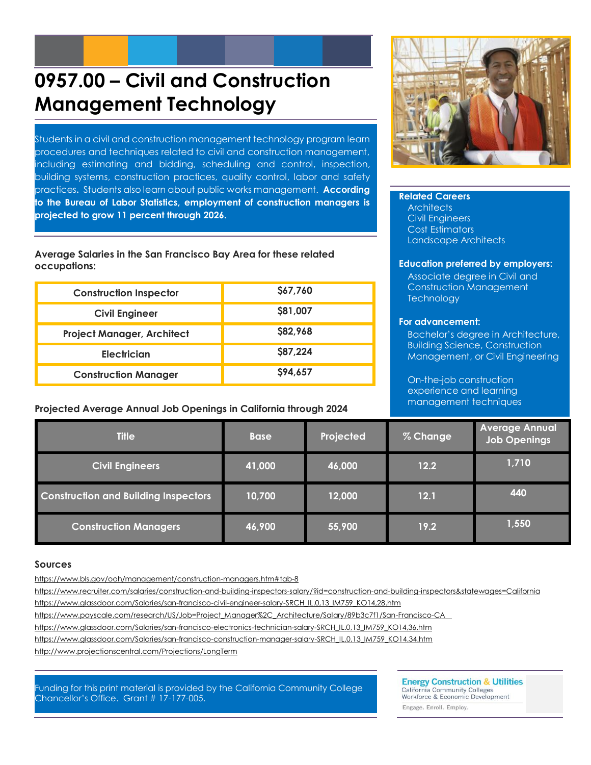# 0957.00 – Civil and Construction Management Technology

Students in a civil and construction management technology program learn procedures and techniques related to civil and construction management, including estimating and bidding, scheduling and control, inspection, building systems, construction practices, quality control, labor and safety practices. Students also learn about public works management. **According to the Bureau of Labor Statistics, employment of construction managers is projected to grow 11 percent through 2026.**

**Related Careers**

- Architects
- Civil Engineers
- Cost Estimators
- Landscape Architects

**Education preferred by employers:**

Associate degree in Civil and Construction Management Technology

**For advancement:**

Bachelor's degree in Architecture, Building Science, Construction Management, or Civil Engineering

On-the-job construction experience and learning management techniques

**Average Salaries in the San Francisco Bay Area for these related occupations:**

| Occupation | Salary |
|---|---|
| Construction Inspector | $67,760 |
| Civil Engineer | $81,007 |
| Project Manager, Architect | $82,968 |
| Electrician | $87,224 |
| Construction Manager | $94,657 |

**Projected Average Annual Job Openings in California through 2024**

| Title | Base | Projected | % Change | Average Annual Job Openings |
|---|---|---|---|---|
| Civil Engineers | 41,000 | 46,000 | 12.2 | 1,710 |
| Construction and Building Inspectors | 10,700 | 12,000 | 12.1 | 440 |
| Construction Managers | 46,900 | 55,900 | 19.2 | 1,550 |

**Sources**

https://www.bls.gov/ooh/management/construction-managers.htm#tab-8

https://www.recruiter.com/salaries/construction-and-building-inspectors-salary/?id=construction-and-building-inspectors&statewages=California

https://www.glassdoor.com/Salaries/san-francisco-civil-engineer-salary-SRCH_IL.0,13_IM759_KO14,28.htm

https://www.payscale.com/research/US/Job=Project_Manager%2C_Architecture/Salary/89b3c7f1/San-Francisco-CA

https://www.glassdoor.com/Salaries/san-francisco-electronics-technician-salary-SRCH_IL.0,13_IM759_KO14,36.htm

https://www.glassdoor.com/Salaries/san-francisco-construction-manager-salary-SRCH_IL.0,13_IM759_KO14,34.htm

http://www.projectionscentral.com/Projections/LongTerm

Funding for this print material is provided by the California Community College Chancellor's Office. Grant # 17-177-005.

Energy Construction & Utilities
California Community Colleges
Workforce & Economic Development
Engage. Enroll. Employ.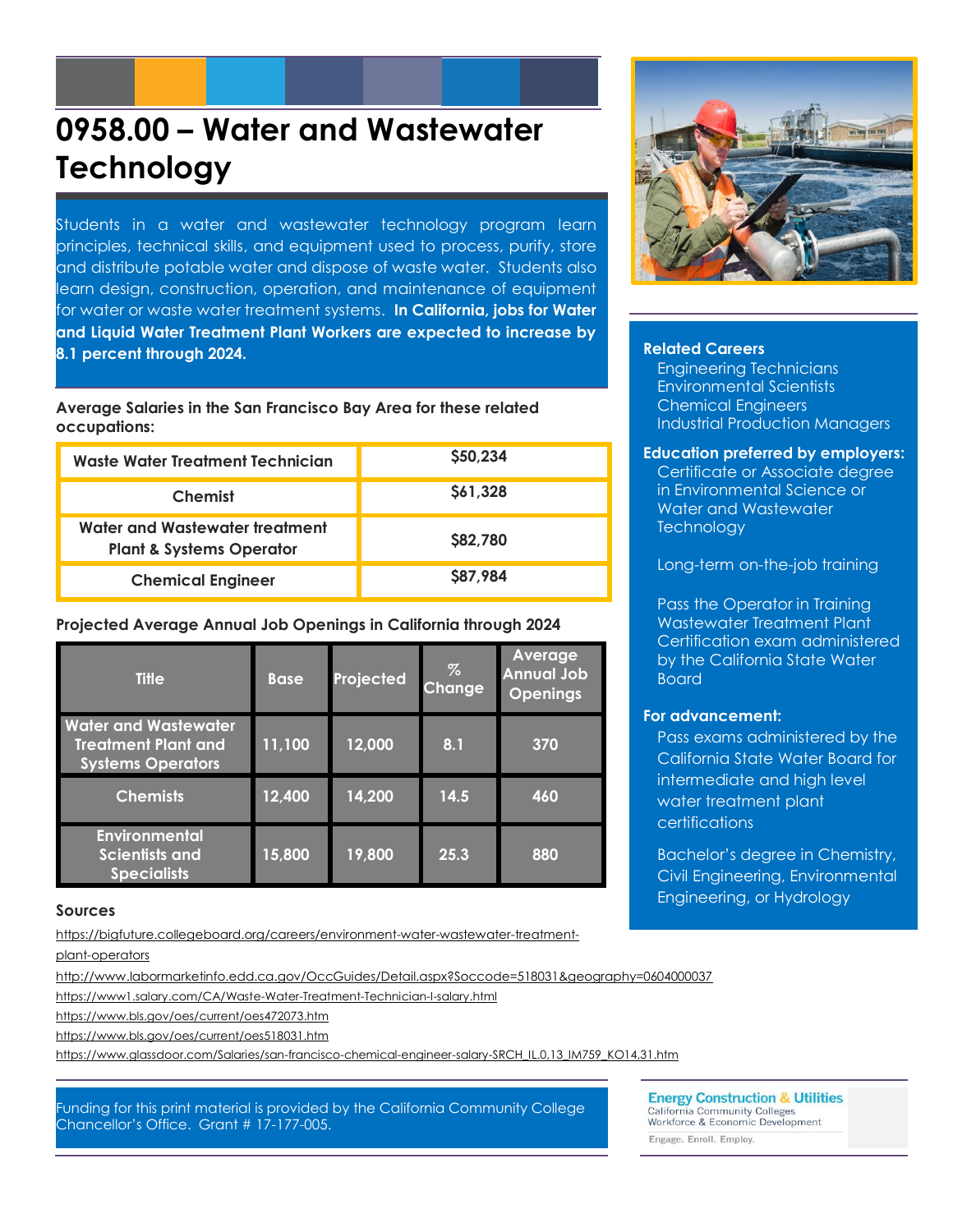# 0958.00 – Water and Wastewater Technology

Students in a water and wastewater technology program learn principles, technical skills, and equipment used to process, purify, store and distribute potable water and dispose of waste water. Students also learn design, construction, operation, and maintenance of equipment for water or waste water treatment systems. **In California, jobs for Water and Liquid Water Treatment Plant Workers are expected to increase by 8.1 percent through 2024.**

**Average Salaries in the San Francisco Bay Area for these related occupations:**

| Occupation | Salary |
|---|---|
| Waste Water Treatment Technician | $50,234 |
| Chemist | $61,328 |
| Water and Wastewater treatment Plant & Systems Operator | $82,780 |
| Chemical Engineer | $87,984 |

**Projected Average Annual Job Openings in California through 2024**

| Title | Base | Projected | % Change | Average Annual Job Openings |
|---|---|---|---|---|
| Water and Wastewater Treatment Plant and Systems Operators | 11,100 | 12,000 | 8.1 | 370 |
| Chemists | 12,400 | 14,200 | 14.5 | 460 |
| Environmental Scientists and Specialists | 15,800 | 19,800 | 25.3 | 880 |

**Related Careers**

- Engineering Technicians
- Environmental Scientists
- Chemical Engineers
- Industrial Production Managers

**Education preferred by employers:**

Certificate or Associate degree in Environmental Science or Water and Wastewater Technology

Long-term on-the-job training

Pass the Operator in Training Wastewater Treatment Plant Certification exam administered by the California State Water Board

**For advancement:**

Pass exams administered by the California State Water Board for intermediate and high level water treatment plant certifications

Bachelor's degree in Chemistry, Civil Engineering, Environmental Engineering, or Hydrology

**Sources**

https://bigfuture.collegeboard.org/careers/environment-water-wastewater-treatment-plant-operators

http://www.labormarketinfo.edd.ca.gov/OccGuides/Detail.aspx?Soccode=518031&geography=0604000037

https://www1.salary.com/CA/Waste-Water-Treatment-Technician-I-salary.html

https://www.bls.gov/oes/current/oes472073.htm

https://www.bls.gov/oes/current/oes518031.htm

https://www.glassdoor.com/Salaries/san-francisco-chemical-engineer-salary-SRCH_IL.0,13_IM759_KO14,31.htm

Funding for this print material is provided by the California Community College Chancellor's Office. Grant # 17-177-005.

Energy Construction & Utilities
California Community Colleges
Workforce & Economic Development
Engage. Enroll. Employ.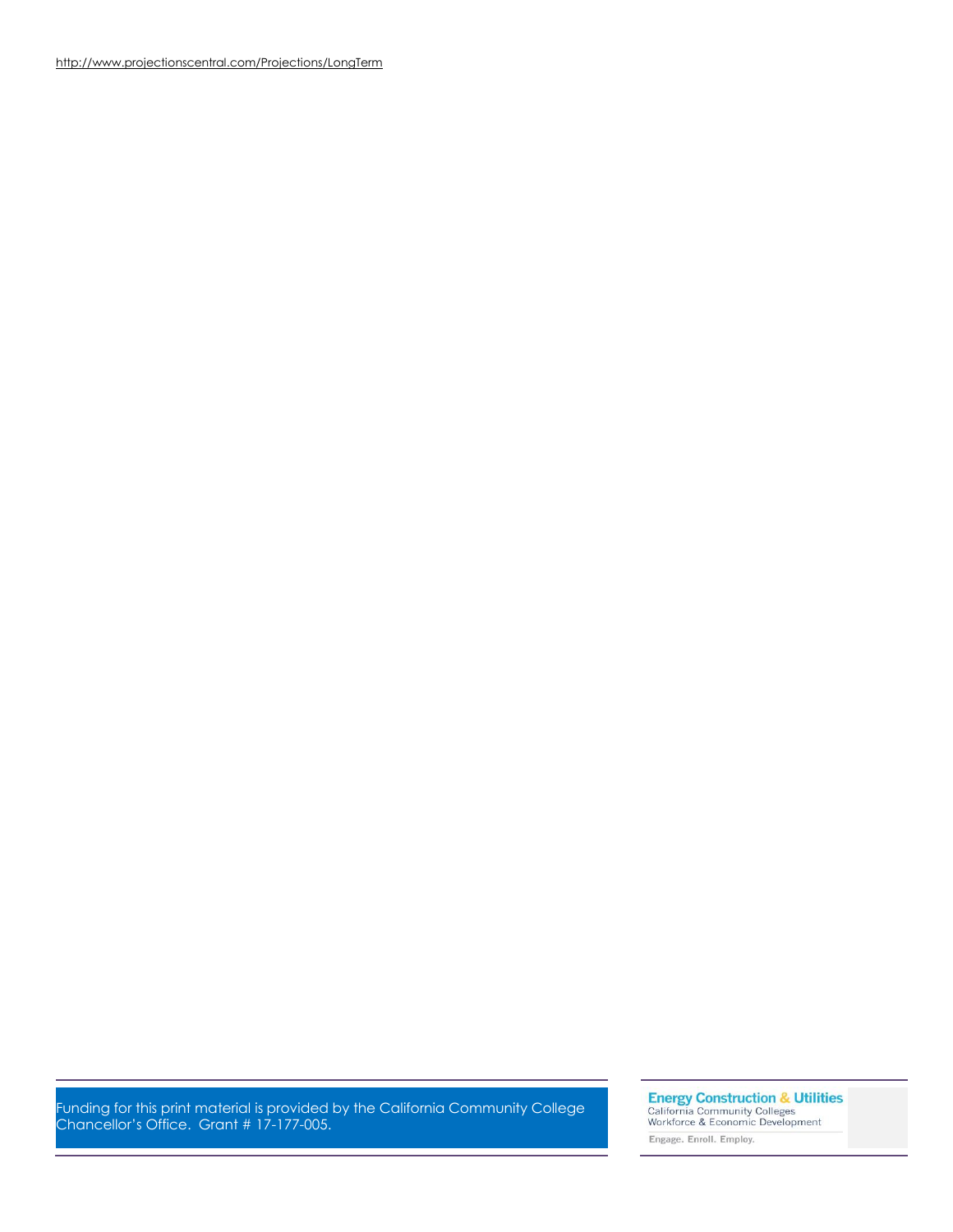http://www.projectionscentral.com/Projections/LongTerm

Funding for this print material is provided by the California Community College Chancellor's Office. Grant # 17-177-005.

Energy Construction & Utilities
California Community Colleges
Workforce & Economic Development

Engage. Enroll. Employ.